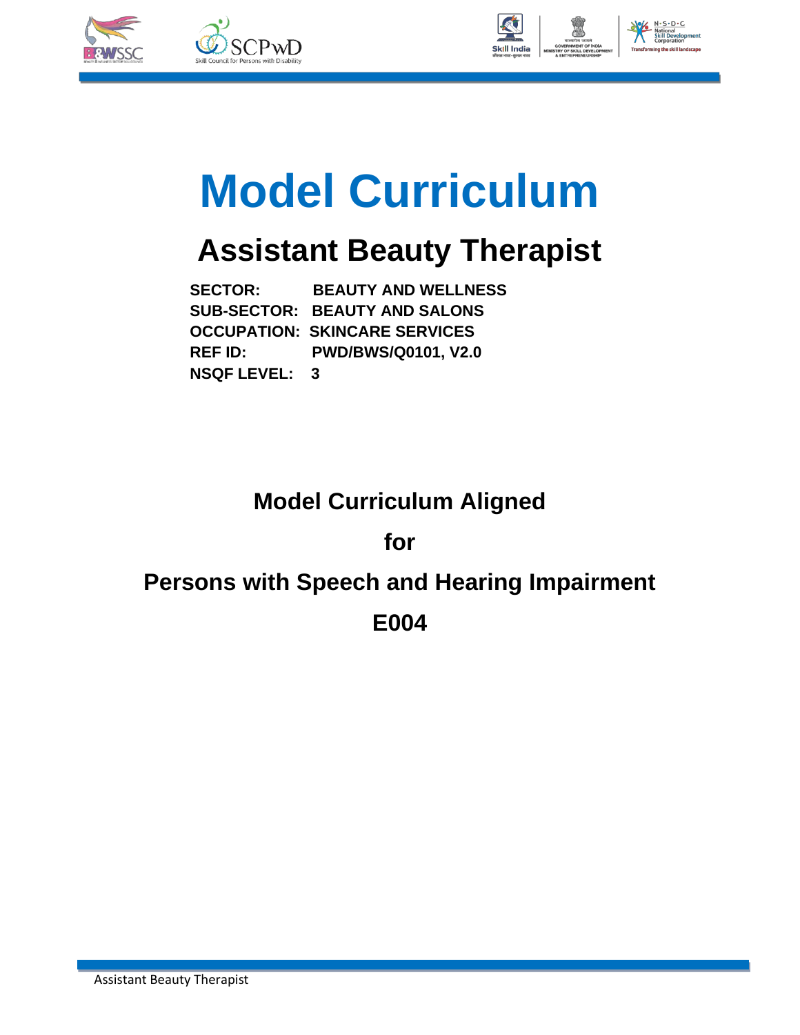# Model Curriculum

## Assistant Beauty Therapist

**SECTOR: BEAUTY AND WELLNESS**
**SUB-SECTOR: BEAUTY AND SALONS**
**OCCUPATION: SKINCARE SERVICES**
**REF ID: PWD/BWS/Q0101, V2.0**
**NSQF LEVEL: 3**

## Model Curriculum Aligned

## for

## Persons with Speech and Hearing Impairment

## E004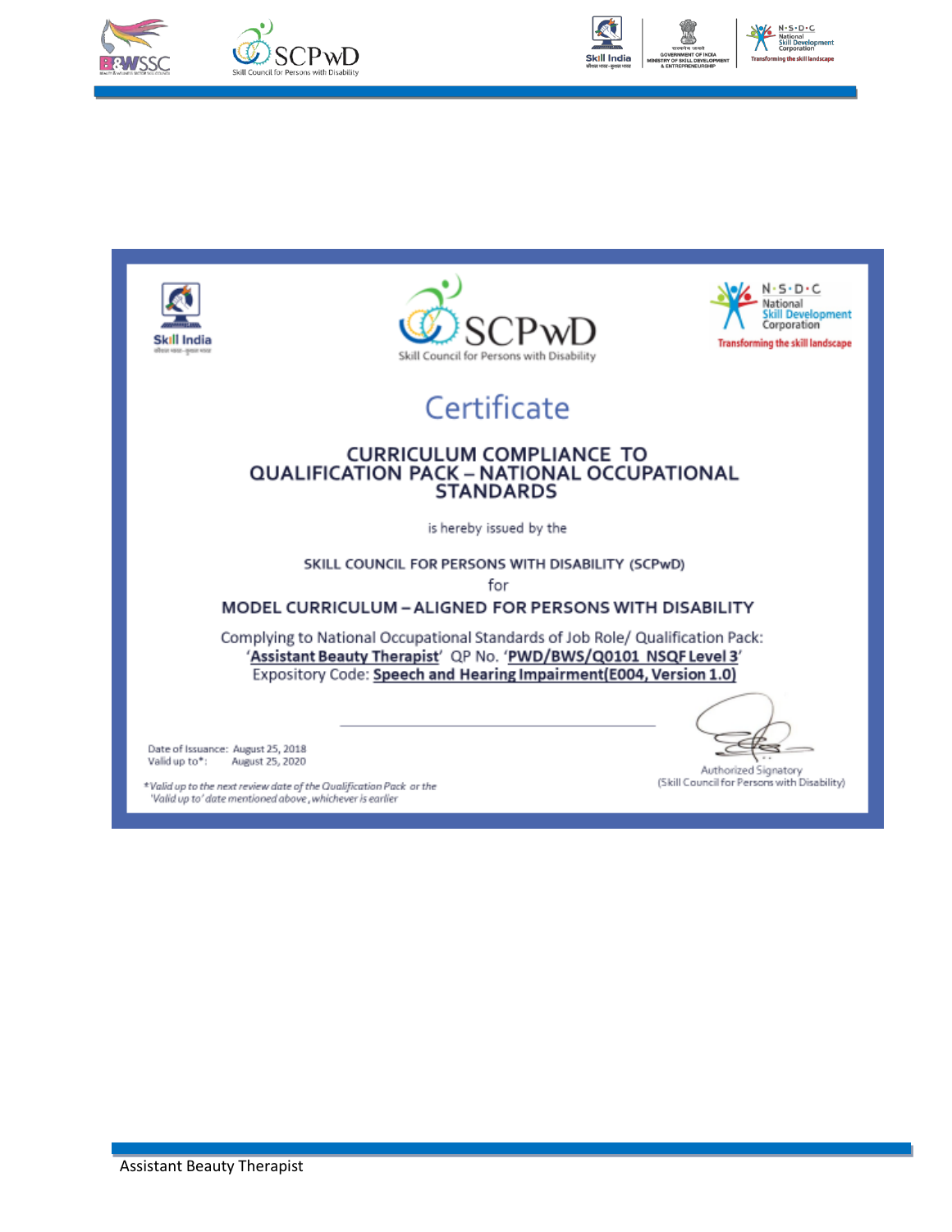# Certificate

## CURRICULUM COMPLIANCE TO QUALIFICATION PACK – NATIONAL OCCUPATIONAL STANDARDS

is hereby issued by the

SKILL COUNCIL FOR PERSONS WITH DISABILITY (SCPwD)

for

**MODEL CURRICULUM – ALIGNED FOR PERSONS WITH DISABILITY**

Complying to National Occupational Standards of Job Role/ Qualification Pack:
'**Assistant Beauty Therapist**' QP No. '**PWD/BWS/Q0101 NSQF Level 3**'
Expository Code: **Speech and Hearing Impairment(E004, Version 1.0)**

Date of Issuance: August 25, 2018
Valid up to*: August 25, 2020

*\*Valid up to the next review date of the Qualification Pack or the 'Valid up to' date mentioned above, whichever is earlier*

Authorized Signatory
(Skill Council for Persons with Disability)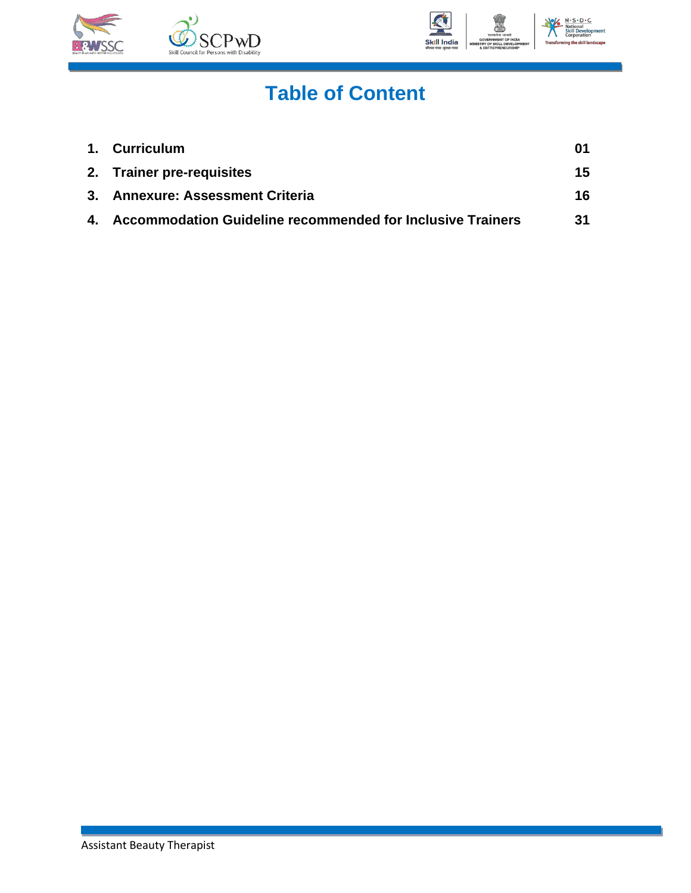# Table of Content

| | | |
|---|---|---|
| 1. | **Curriculum** | **01** |
| 2. | **Trainer pre-requisites** | **15** |
| 3. | **Annexure: Assessment Criteria** | **16** |
| 4. | **Accommodation Guideline recommended for Inclusive Trainers** | **31** |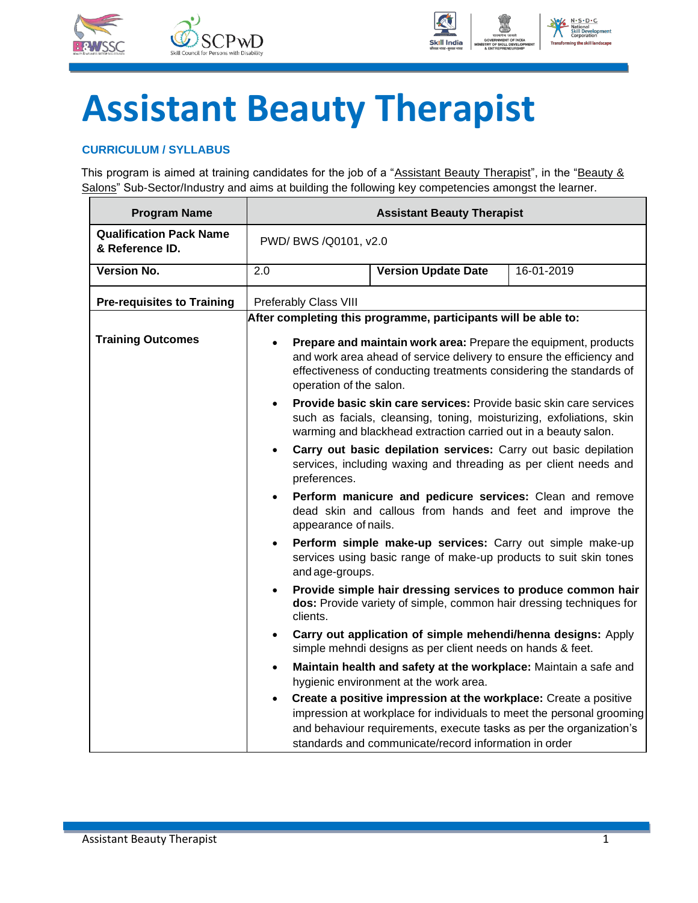# Assistant Beauty Therapist

### CURRICULUM / SYLLABUS

This program is aimed at training candidates for the job of a "Assistant Beauty Therapist", in the "Beauty & Salons" Sub-Sector/Industry and aims at building the following key competencies amongst the learner.

| Program Name | Assistant Beauty Therapist | | |
|---|---|---|---|
| **Qualification Pack Name & Reference ID.** | PWD/ BWS /Q0101, v2.0 | | |
| **Version No.** | 2.0 | **Version Update Date** | 16-01-2019 |
| **Pre-requisites to Training** | Preferably Class VIII | | |
| **Training Outcomes** | **After completing this programme, participants will be able to:**<br>• **Prepare and maintain work area:** Prepare the equipment, products and work area ahead of service delivery to ensure the efficiency and effectiveness of conducting treatments considering the standards of operation of the salon.<br>• **Provide basic skin care services:** Provide basic skin care services such as facials, cleansing, toning, moisturizing, exfoliations, skin warming and blackhead extraction carried out in a beauty salon.<br>• **Carry out basic depilation services:** Carry out basic depilation services, including waxing and threading as per client needs and preferences.<br>• **Perform manicure and pedicure services:** Clean and remove dead skin and callous from hands and feet and improve the appearance of nails.<br>• **Perform simple make-up services:** Carry out simple make-up services using basic range of make-up products to suit skin tones and age-groups.<br>• **Provide simple hair dressing services to produce common hair dos:** Provide variety of simple, common hair dressing techniques for clients.<br>• **Carry out application of simple mehendi/henna designs:** Apply simple mehndi designs as per client needs on hands & feet.<br>• **Maintain health and safety at the workplace:** Maintain a safe and hygienic environment at the work area.<br>• **Create a positive impression at the workplace:** Create a positive impression at workplace for individuals to meet the personal grooming and behaviour requirements, execute tasks as per the organization's standards and communicate/record information in order | | |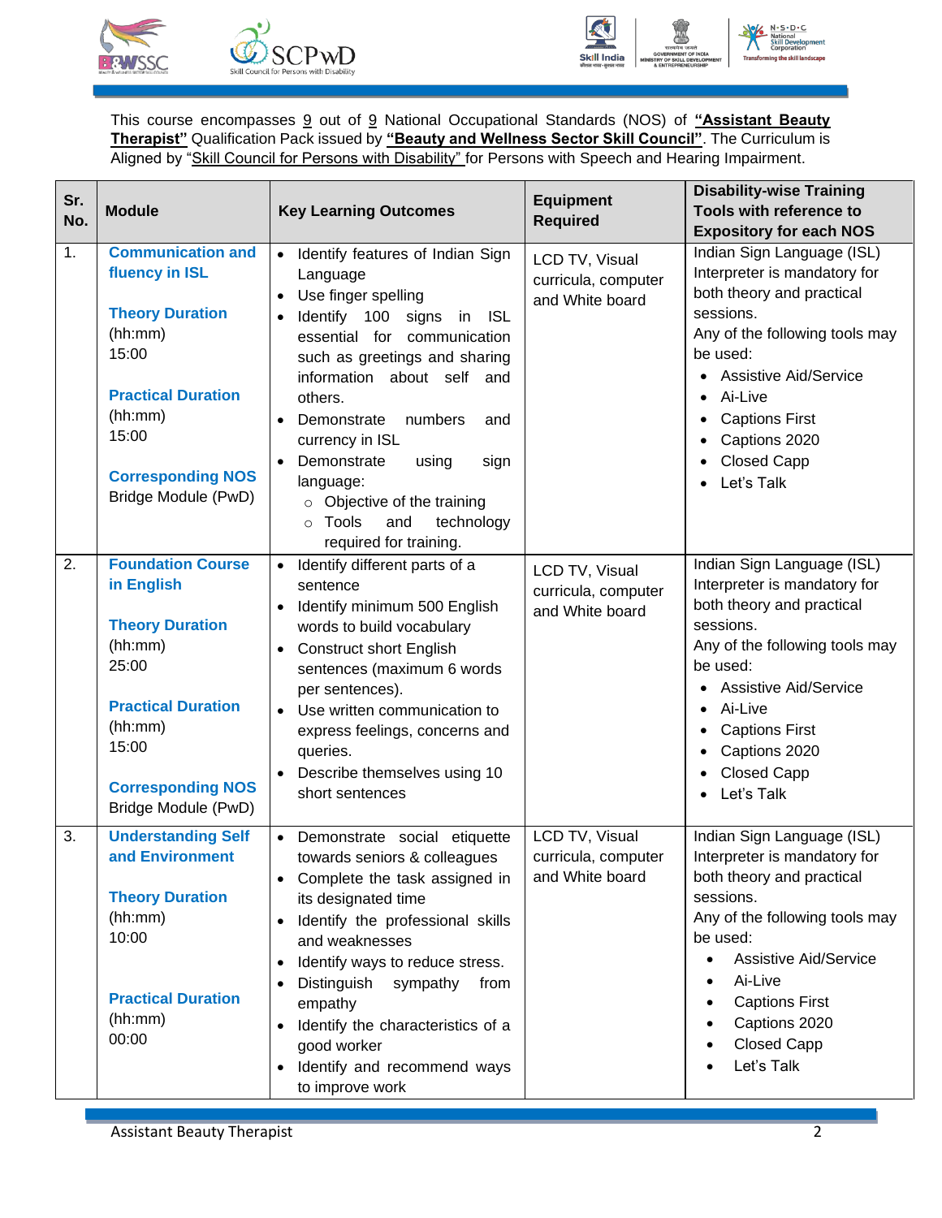This course encompasses 9 out of 9 National Occupational Standards (NOS) of **"Assistant Beauty Therapist"** Qualification Pack issued by **"Beauty and Wellness Sector Skill Council"**. The Curriculum is Aligned by "Skill Council for Persons with Disability" for Persons with Speech and Hearing Impairment.

| Sr. No. | Module | Key Learning Outcomes | Equipment Required | Disability-wise Training Tools with reference to Expository for each NOS |
|---|---|---|---|---|
| 1. | **Communication and fluency in ISL**<br><br>**Theory Duration** (hh:mm) 15:00<br><br>**Practical Duration** (hh:mm) 15:00<br><br>**Corresponding NOS** Bridge Module (PwD) | • Identify features of Indian Sign Language<br>• Use finger spelling<br>• Identify 100 signs in ISL essential for communication such as greetings and sharing information about self and others.<br>• Demonstrate numbers and currency in ISL<br>• Demonstrate using sign language:<br>  ○ Objective of the training<br>  ○ Tools and technology required for training. | LCD TV, Visual curricula, computer and White board | Indian Sign Language (ISL) Interpreter is mandatory for both theory and practical sessions.<br>Any of the following tools may be used:<br>• Assistive Aid/Service<br>• Ai-Live<br>• Captions First<br>• Captions 2020<br>• Closed Capp<br>• Let's Talk |
| 2. | **Foundation Course in English**<br><br>**Theory Duration** (hh:mm) 25:00<br><br>**Practical Duration** (hh:mm) 15:00<br><br>**Corresponding NOS** Bridge Module (PwD) | • Identify different parts of a sentence<br>• Identify minimum 500 English words to build vocabulary<br>• Construct short English sentences (maximum 6 words per sentences).<br>• Use written communication to express feelings, concerns and queries.<br>• Describe themselves using 10 short sentences | LCD TV, Visual curricula, computer and White board | Indian Sign Language (ISL) Interpreter is mandatory for both theory and practical sessions.<br>Any of the following tools may be used:<br>• Assistive Aid/Service<br>• Ai-Live<br>• Captions First<br>• Captions 2020<br>• Closed Capp<br>• Let's Talk |
| 3. | **Understanding Self and Environment**<br><br>**Theory Duration** (hh:mm) 10:00<br><br>**Practical Duration** (hh:mm) 00:00 | • Demonstrate social etiquette towards seniors & colleagues<br>• Complete the task assigned in its designated time<br>• Identify the professional skills and weaknesses<br>• Identify ways to reduce stress.<br>• Distinguish sympathy from empathy<br>• Identify the characteristics of a good worker<br>• Identify and recommend ways to improve work | LCD TV, Visual curricula, computer and White board | Indian Sign Language (ISL) Interpreter is mandatory for both theory and practical sessions.<br>Any of the following tools may be used:<br>• Assistive Aid/Service<br>• Ai-Live<br>• Captions First<br>• Captions 2020<br>• Closed Capp<br>• Let's Talk |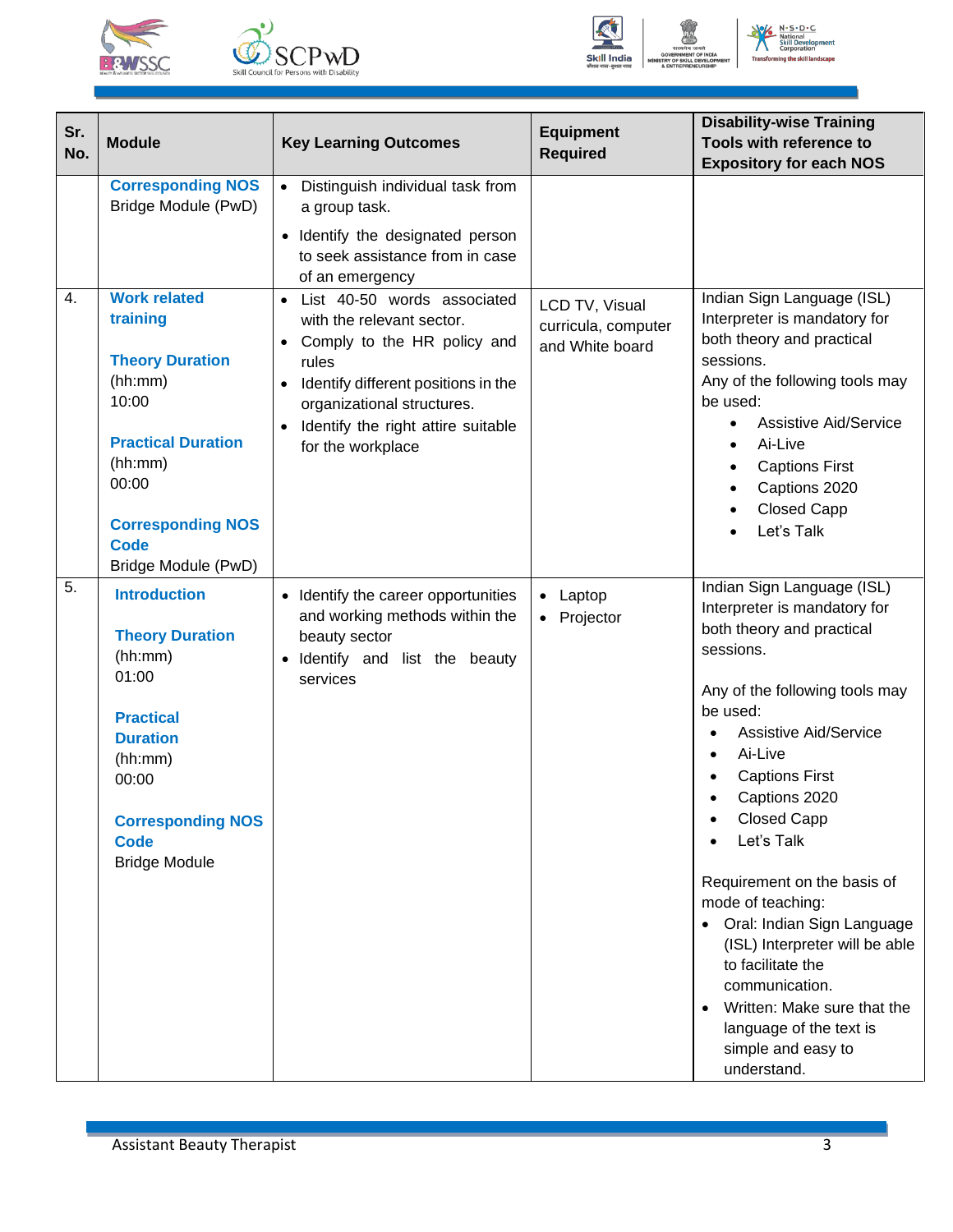| Sr. No. | Module | Key Learning Outcomes | Equipment Required | Disability-wise Training Tools with reference to Expository for each NOS |
|---|---|---|---|---|
| | **Corresponding NOS** Bridge Module (PwD) | • Distinguish individual task from a group task. • Identify the designated person to seek assistance from in case of an emergency | | |
| 4. | **Work related training** **Theory Duration** (hh:mm) 10:00 **Practical Duration** (hh:mm) 00:00 **Corresponding NOS Code** Bridge Module (PwD) | • List 40-50 words associated with the relevant sector. • Comply to the HR policy and rules • Identify different positions in the organizational structures. • Identify the right attire suitable for the workplace | LCD TV, Visual curricula, computer and White board | Indian Sign Language (ISL) Interpreter is mandatory for both theory and practical sessions. Any of the following tools may be used: • Assistive Aid/Service • Ai-Live • Captions First • Captions 2020 • Closed Capp • Let's Talk |
| 5. | **Introduction** **Theory Duration** (hh:mm) 01:00 **Practical Duration** (hh:mm) 00:00 **Corresponding NOS Code** Bridge Module | • Identify the career opportunities and working methods within the beauty sector • Identify and list the beauty services | • Laptop • Projector | Indian Sign Language (ISL) Interpreter is mandatory for both theory and practical sessions. Any of the following tools may be used: • Assistive Aid/Service • Ai-Live • Captions First • Captions 2020 • Closed Capp • Let's Talk Requirement on the basis of mode of teaching: • Oral: Indian Sign Language (ISL) Interpreter will be able to facilitate the communication. • Written: Make sure that the language of the text is simple and easy to understand. |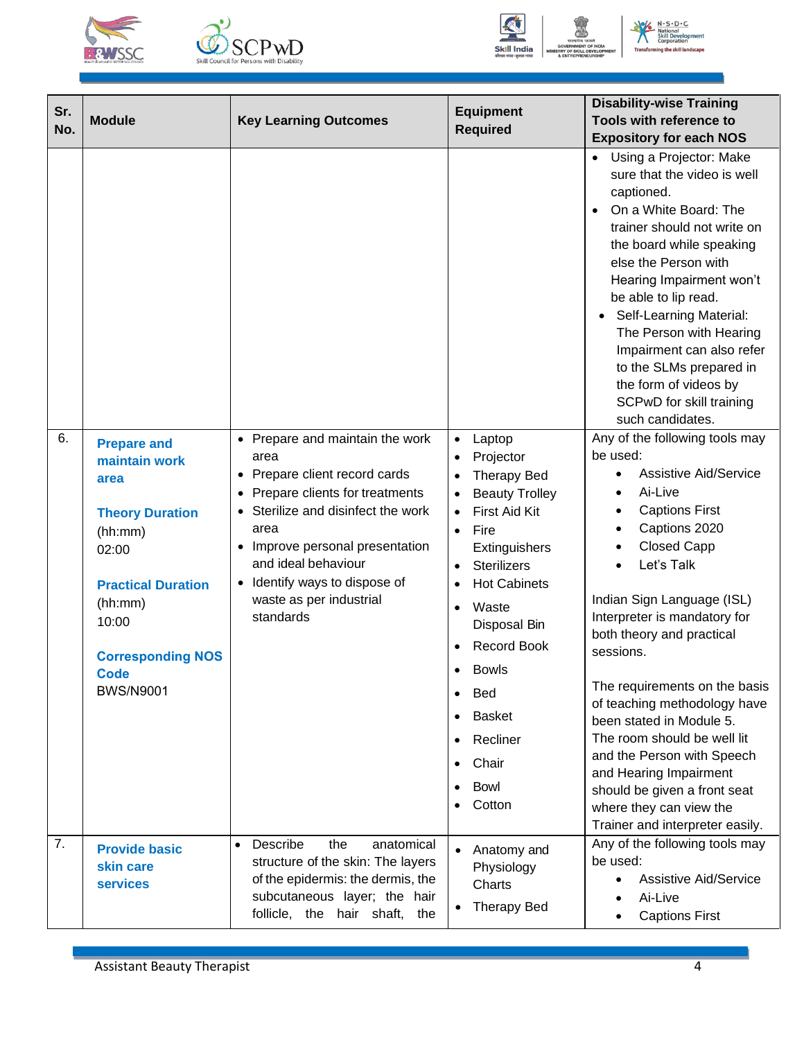| Sr. No. | Module | Key Learning Outcomes | Equipment Required | Disability-wise Training Tools with reference to Expository for each NOS |
|---|---|---|---|---|
| | | | | • Using a Projector: Make sure that the video is well captioned.<br>• On a White Board: The trainer should not write on the board while speaking else the Person with Hearing Impairment won't be able to lip read.<br>• Self-Learning Material: The Person with Hearing Impairment can also refer to the SLMs prepared in the form of videos by SCPwD for skill training such candidates. |
| 6. | **Prepare and maintain work area**<br><br>**Theory Duration** (hh:mm) 02:00<br><br>**Practical Duration** (hh:mm) 10:00<br><br>**Corresponding NOS Code** BWS/N9001 | • Prepare and maintain the work area<br>• Prepare client record cards<br>• Prepare clients for treatments<br>• Sterilize and disinfect the work area<br>• Improve personal presentation and ideal behaviour<br>• Identify ways to dispose of waste as per industrial standards | • Laptop<br>• Projector<br>• Therapy Bed<br>• Beauty Trolley<br>• First Aid Kit<br>• Fire Extinguishers<br>• Sterilizers<br>• Hot Cabinets<br>• Waste Disposal Bin<br>• Record Book<br>• Bowls<br>• Bed<br>• Basket<br>• Recliner<br>• Chair<br>• Bowl<br>• Cotton | Any of the following tools may be used:<br>• Assistive Aid/Service<br>• Ai-Live<br>• Captions First<br>• Captions 2020<br>• Closed Capp<br>• Let's Talk<br><br>Indian Sign Language (ISL) Interpreter is mandatory for both theory and practical sessions.<br><br>The requirements on the basis of teaching methodology have been stated in Module 5.<br>The room should be well lit and the Person with Speech and Hearing Impairment should be given a front seat where they can view the Trainer and interpreter easily. |
| 7. | **Provide basic skin care services** | • Describe the anatomical structure of the skin: The layers of the epidermis: the dermis, the subcutaneous layer; the hair follicle, the hair shaft, the | • Anatomy and Physiology Charts<br>• Therapy Bed | Any of the following tools may be used:<br>• Assistive Aid/Service<br>• Ai-Live<br>• Captions First |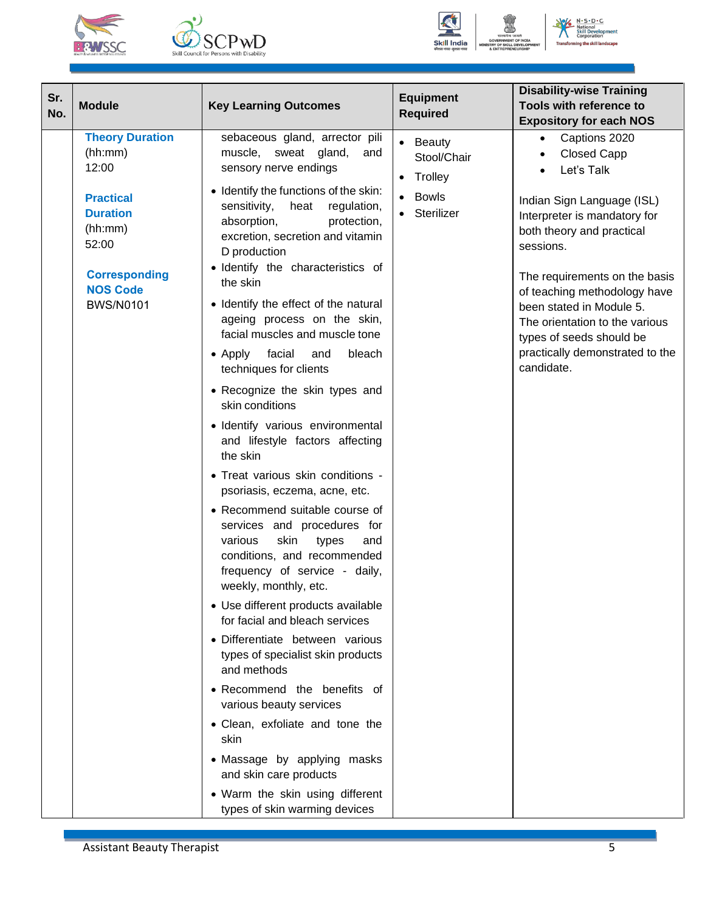| Sr. No. | Module | Key Learning Outcomes | Equipment Required | Disability-wise Training Tools with reference to Expository for each NOS |
|---|---|---|---|---|
| | **Theory Duration** (hh:mm) 12:00<br><br>**Practical Duration** (hh:mm) 52:00<br><br>**Corresponding NOS Code** BWS/N0101 | sebaceous gland, arrector pili muscle, sweat gland, and sensory nerve endings<br>• Identify the functions of the skin: sensitivity, heat regulation, absorption, protection, excretion, secretion and vitamin D production<br>• Identify the characteristics of the skin<br>• Identify the effect of the natural ageing process on the skin, facial muscles and muscle tone<br>• Apply facial and bleach techniques for clients<br>• Recognize the skin types and skin conditions<br>• Identify various environmental and lifestyle factors affecting the skin<br>• Treat various skin conditions - psoriasis, eczema, acne, etc.<br>• Recommend suitable course of services and procedures for various skin types and conditions, and recommended frequency of service - daily, weekly, monthly, etc.<br>• Use different products available for facial and bleach services<br>• Differentiate between various types of specialist skin products and methods<br>• Recommend the benefits of various beauty services<br>• Clean, exfoliate and tone the skin<br>• Massage by applying masks and skin care products<br>• Warm the skin using different types of skin warming devices | • Beauty Stool/Chair<br>• Trolley<br>• Bowls<br>• Sterilizer | • Captions 2020<br>• Closed Capp<br>• Let's Talk<br><br>Indian Sign Language (ISL) Interpreter is mandatory for both theory and practical sessions.<br><br>The requirements on the basis of teaching methodology have been stated in Module 5. The orientation to the various types of seeds should be practically demonstrated to the candidate. |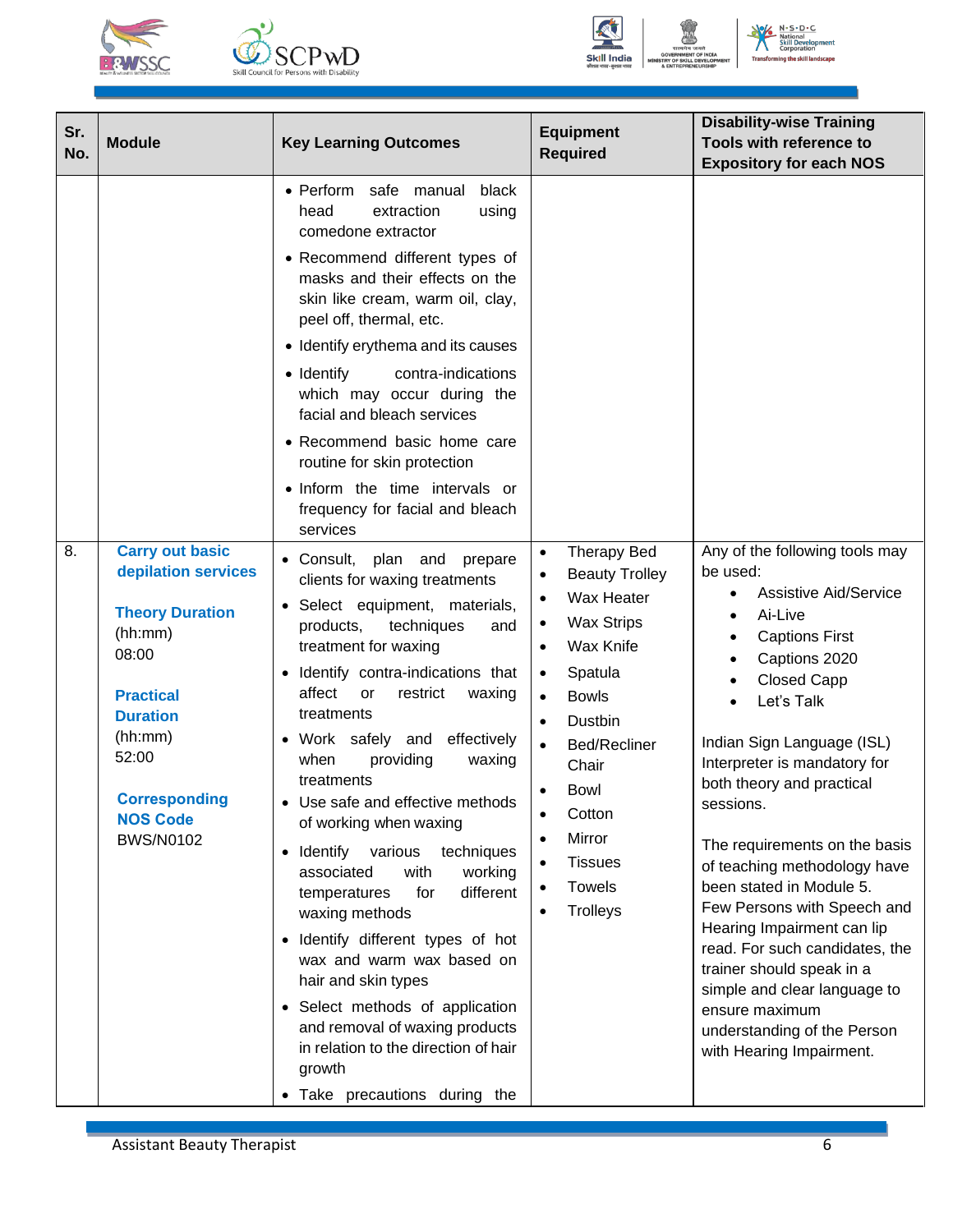| Sr. No. | Module | Key Learning Outcomes | Equipment Required | Disability-wise Training Tools with reference to Expository for each NOS |
|---|---|---|---|---|
| | | • Perform safe manual black head extraction using comedone extractor<br>• Recommend different types of masks and their effects on the skin like cream, warm oil, clay, peel off, thermal, etc.<br>• Identify erythema and its causes<br>• Identify contra-indications which may occur during the facial and bleach services<br>• Recommend basic home care routine for skin protection<br>• Inform the time intervals or frequency for facial and bleach services | | |
| 8. | **Carry out basic depilation services**<br><br>**Theory Duration**<br>(hh:mm)<br>08:00<br><br>**Practical Duration**<br>(hh:mm)<br>52:00<br><br>**Corresponding NOS Code**<br>BWS/N0102 | • Consult, plan and prepare clients for waxing treatments<br>• Select equipment, materials, products, techniques and treatment for waxing<br>• Identify contra-indications that affect or restrict waxing treatments<br>• Work safely and effectively when providing waxing treatments<br>• Use safe and effective methods of working when waxing<br>• Identify various techniques associated with working temperatures for different waxing methods<br>• Identify different types of hot wax and warm wax based on hair and skin types<br>• Select methods of application and removal of waxing products in relation to the direction of hair growth<br>• Take precautions during the | • Therapy Bed<br>• Beauty Trolley<br>• Wax Heater<br>• Wax Strips<br>• Wax Knife<br>• Spatula<br>• Bowls<br>• Dustbin<br>• Bed/Recliner Chair<br>• Bowl<br>• Cotton<br>• Mirror<br>• Tissues<br>• Towels<br>• Trolleys | Any of the following tools may be used:<br>• Assistive Aid/Service<br>• Ai-Live<br>• Captions First<br>• Captions 2020<br>• Closed Capp<br>• Let's Talk<br><br>Indian Sign Language (ISL) Interpreter is mandatory for both theory and practical sessions.<br><br>The requirements on the basis of teaching methodology have been stated in Module 5.<br>Few Persons with Speech and Hearing Impairment can lip read. For such candidates, the trainer should speak in a simple and clear language to ensure maximum understanding of the Person with Hearing Impairment. |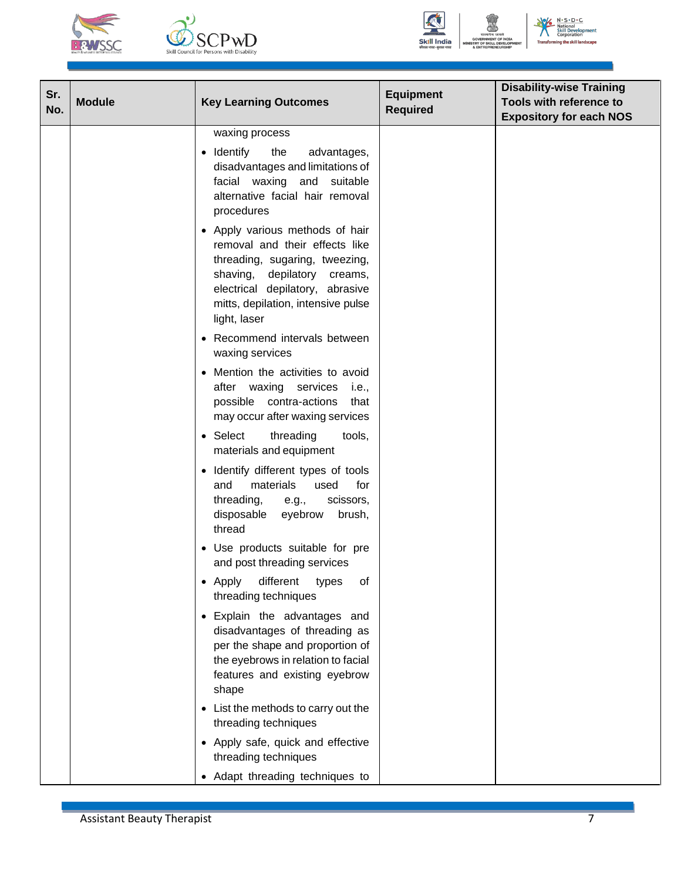| Sr. No. | Module | Key Learning Outcomes | Equipment Required | Disability-wise Training Tools with reference to Expository for each NOS |
|---|---|---|---|---|
| | | waxing process<br>• Identify the advantages, disadvantages and limitations of facial waxing and suitable alternative facial hair removal procedures<br>• Apply various methods of hair removal and their effects like threading, sugaring, tweezing, shaving, depilatory creams, electrical depilatory, abrasive mitts, depilation, intensive pulse light, laser<br>• Recommend intervals between waxing services<br>• Mention the activities to avoid after waxing services i.e., possible contra-actions that may occur after waxing services<br>• Select threading tools, materials and equipment<br>• Identify different types of tools and materials used for threading, e.g., scissors, disposable eyebrow brush, thread<br>• Use products suitable for pre and post threading services<br>• Apply different types of threading techniques<br>• Explain the advantages and disadvantages of threading as per the shape and proportion of the eyebrows in relation to facial features and existing eyebrow shape<br>• List the methods to carry out the threading techniques<br>• Apply safe, quick and effective threading techniques<br>• Adapt threading techniques to | | |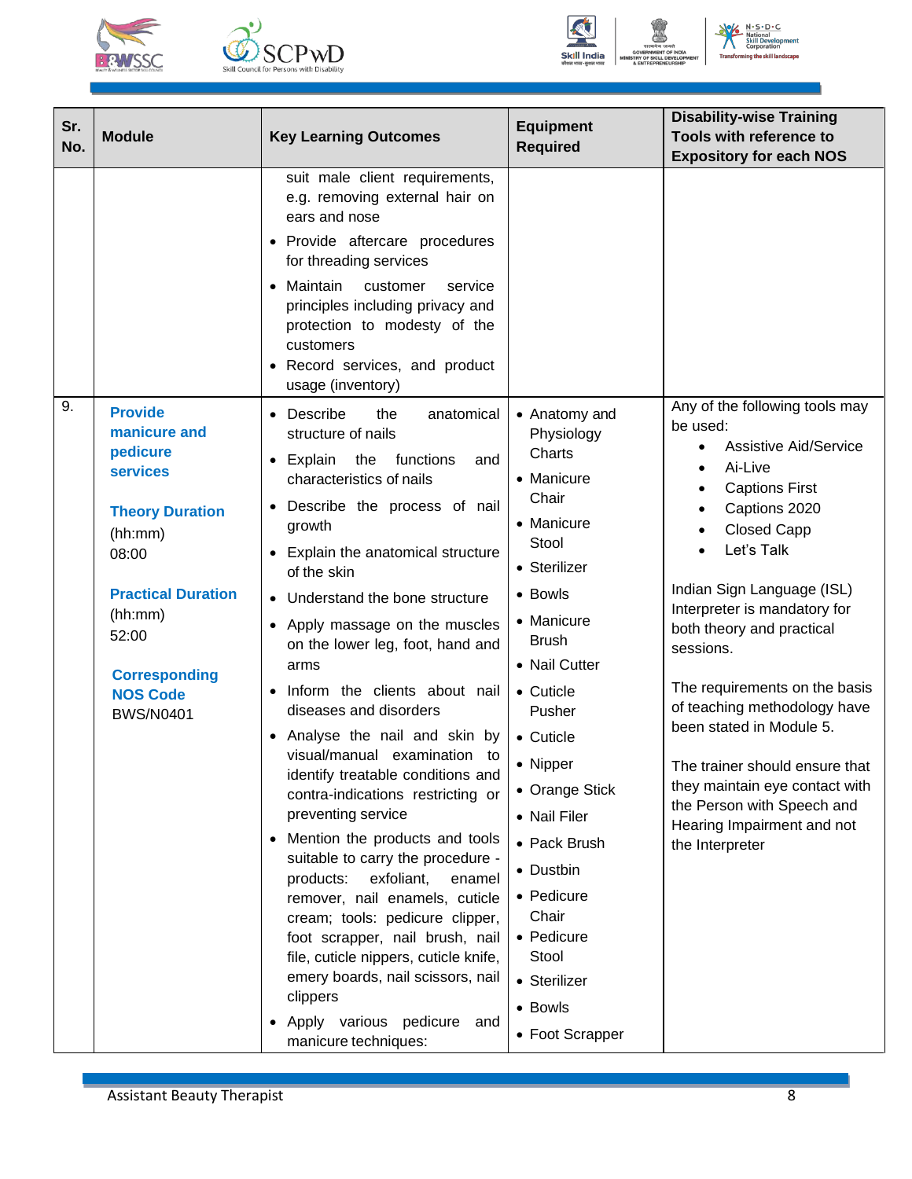| Sr. No. | Module | Key Learning Outcomes | Equipment Required | Disability-wise Training Tools with reference to Expository for each NOS |
|---|---|---|---|---|
| | | suit male client requirements, e.g. removing external hair on ears and nose<br>• Provide aftercare procedures for threading services<br>• Maintain customer service principles including privacy and protection to modesty of the customers<br>• Record services, and product usage (inventory) | | |
| 9. | **Provide manicure and pedicure services**<br><br>**Theory Duration** (hh:mm)<br>08:00<br><br>**Practical Duration** (hh:mm)<br>52:00<br><br>**Corresponding NOS Code**<br>BWS/N0401 | • Describe the anatomical structure of nails<br>• Explain the functions and characteristics of nails<br>• Describe the process of nail growth<br>• Explain the anatomical structure of the skin<br>• Understand the bone structure<br>• Apply massage on the muscles on the lower leg, foot, hand and arms<br>• Inform the clients about nail diseases and disorders<br>• Analyse the nail and skin by visual/manual examination to identify treatable conditions and contra-indications restricting or preventing service<br>• Mention the products and tools suitable to carry the procedure - products: exfoliant, enamel remover, nail enamels, cuticle cream; tools: pedicure clipper, foot scrapper, nail brush, nail file, cuticle nippers, cuticle knife, emery boards, nail scissors, nail clippers<br>• Apply various pedicure and manicure techniques: | • Anatomy and Physiology Charts<br>• Manicure Chair<br>• Manicure Stool<br>• Sterilizer<br>• Bowls<br>• Manicure Brush<br>• Nail Cutter<br>• Cuticle Pusher<br>• Cuticle<br>• Nipper<br>• Orange Stick<br>• Nail Filer<br>• Pack Brush<br>• Dustbin<br>• Pedicure Chair<br>• Pedicure Stool<br>• Sterilizer<br>• Bowls<br>• Foot Scrapper | Any of the following tools may be used:<br>• Assistive Aid/Service<br>• Ai-Live<br>• Captions First<br>• Captions 2020<br>• Closed Capp<br>• Let's Talk<br><br>Indian Sign Language (ISL) Interpreter is mandatory for both theory and practical sessions.<br><br>The requirements on the basis of teaching methodology have been stated in Module 5.<br><br>The trainer should ensure that they maintain eye contact with the Person with Speech and Hearing Impairment and not the Interpreter |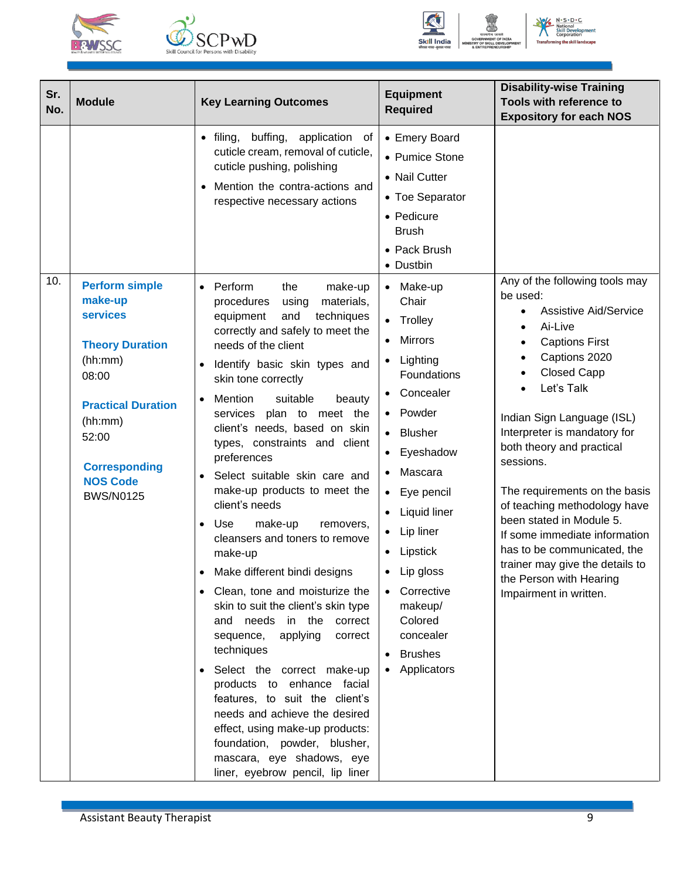| Sr. No. | Module | Key Learning Outcomes | Equipment Required | Disability-wise Training Tools with reference to Expository for each NOS |
|---|---|---|---|---|
| | | • filing, buffing, application of cuticle cream, removal of cuticle, cuticle pushing, polishing<br>• Mention the contra-actions and respective necessary actions | • Emery Board<br>• Pumice Stone<br>• Nail Cutter<br>• Toe Separator<br>• Pedicure Brush<br>• Pack Brush<br>• Dustbin | |
| 10. | **Perform simple make-up services**<br><br>**Theory Duration** (hh:mm) 08:00<br><br>**Practical Duration** (hh:mm) 52:00<br><br>**Corresponding NOS Code** BWS/N0125 | • Perform the make-up procedures using materials, equipment and techniques correctly and safely to meet the needs of the client<br>• Identify basic skin types and skin tone correctly<br>• Mention suitable beauty services plan to meet the client's needs, based on skin types, constraints and client preferences<br>• Select suitable skin care and make-up products to meet the client's needs<br>• Use make-up removers, cleansers and toners to remove make-up<br>• Make different bindi designs<br>• Clean, tone and moisturize the skin to suit the client's skin type and needs in the correct sequence, applying correct techniques<br>• Select the correct make-up products to enhance facial features, to suit the client's needs and achieve the desired effect, using make-up products: foundation, powder, blusher, mascara, eye shadows, eye liner, eyebrow pencil, lip liner | • Make-up Chair<br>• Trolley<br>• Mirrors<br>• Lighting Foundations<br>• Concealer<br>• Powder<br>• Blusher<br>• Eyeshadow<br>• Mascara<br>• Eye pencil<br>• Liquid liner<br>• Lip liner<br>• Lipstick<br>• Lip gloss<br>• Corrective makeup/ Colored concealer<br>• Brushes<br>• Applicators | Any of the following tools may be used:<br>• Assistive Aid/Service<br>• Ai-Live<br>• Captions First<br>• Captions 2020<br>• Closed Capp<br>• Let's Talk<br><br>Indian Sign Language (ISL) Interpreter is mandatory for both theory and practical sessions.<br><br>The requirements on the basis of teaching methodology have been stated in Module 5.<br>If some immediate information has to be communicated, the trainer may give the details to the Person with Hearing Impairment in written. |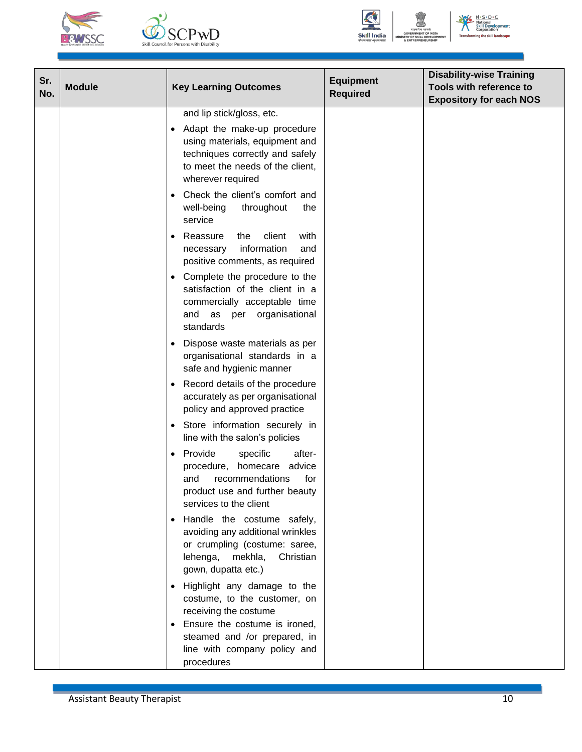| Sr. No. | Module | Key Learning Outcomes | Equipment Required | Disability-wise Training Tools with reference to Expository for each NOS |
|---|---|---|---|---|
| | | and lip stick/gloss, etc.<br>• Adapt the make-up procedure using materials, equipment and techniques correctly and safely to meet the needs of the client, wherever required<br>• Check the client's comfort and well-being throughout the service<br>• Reassure the client with necessary information and positive comments, as required<br>• Complete the procedure to the satisfaction of the client in a commercially acceptable time and as per organisational standards<br>• Dispose waste materials as per organisational standards in a safe and hygienic manner<br>• Record details of the procedure accurately as per organisational policy and approved practice<br>• Store information securely in line with the salon's policies<br>• Provide specific after-procedure, homecare advice and recommendations for product use and further beauty services to the client<br>• Handle the costume safely, avoiding any additional wrinkles or crumpling (costume: saree, lehenga, mekhla, Christian gown, dupatta etc.)<br>• Highlight any damage to the costume, to the customer, on receiving the costume<br>• Ensure the costume is ironed, steamed and /or prepared, in line with company policy and procedures | | |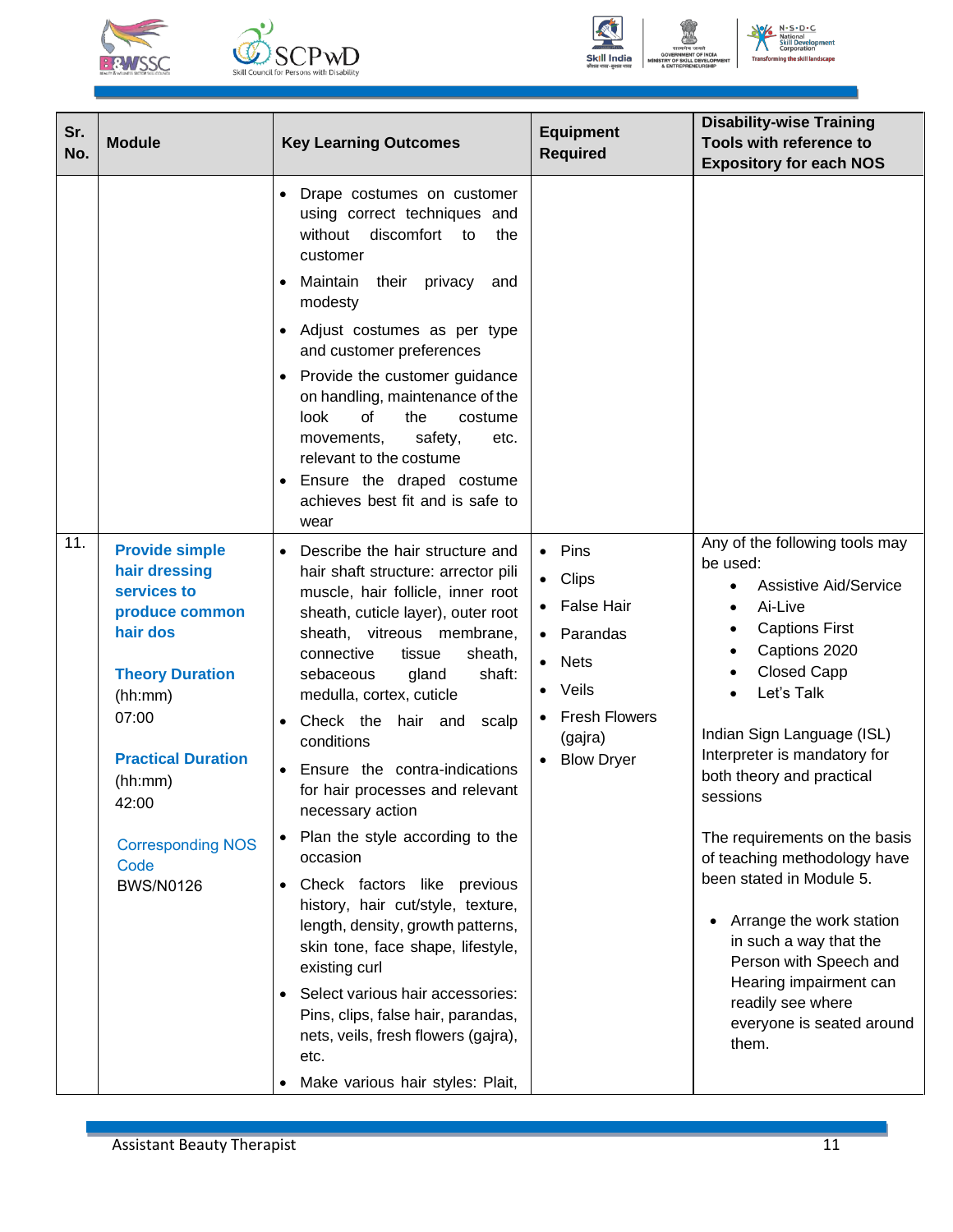| Sr. No. | Module | Key Learning Outcomes | Equipment Required | Disability-wise Training Tools with reference to Expository for each NOS |
|---|---|---|---|---|
| | | • Drape costumes on customer using correct techniques and without discomfort to the customer<br>• Maintain their privacy and modesty<br>• Adjust costumes as per type and customer preferences<br>• Provide the customer guidance on handling, maintenance of the look of the costume movements, safety, etc. relevant to the costume<br>• Ensure the draped costume achieves best fit and is safe to wear | | |
| 11. | **Provide simple hair dressing services to produce common hair dos**<br><br>**Theory Duration** (hh:mm) 07:00<br><br>**Practical Duration** (hh:mm) 42:00<br><br>Corresponding NOS Code BWS/N0126 | • Describe the hair structure and hair shaft structure: arrector pili muscle, hair follicle, inner root sheath, cuticle layer), outer root sheath, vitreous membrane, connective tissue sheath, sebaceous gland shaft: medulla, cortex, cuticle<br>• Check the hair and scalp conditions<br>• Ensure the contra-indications for hair processes and relevant necessary action<br>• Plan the style according to the occasion<br>• Check factors like previous history, hair cut/style, texture, length, density, growth patterns, skin tone, face shape, lifestyle, existing curl<br>• Select various hair accessories: Pins, clips, false hair, parandas, nets, veils, fresh flowers (gajra), etc.<br>• Make various hair styles: Plait, | • Pins<br>• Clips<br>• False Hair<br>• Parandas<br>• Nets<br>• Veils<br>• Fresh Flowers (gajra)<br>• Blow Dryer | Any of the following tools may be used:<br>• Assistive Aid/Service<br>• Ai-Live<br>• Captions First<br>• Captions 2020<br>• Closed Capp<br>• Let's Talk<br><br>Indian Sign Language (ISL) Interpreter is mandatory for both theory and practical sessions<br><br>The requirements on the basis of teaching methodology have been stated in Module 5.<br><br>• Arrange the work station in such a way that the Person with Speech and Hearing impairment can readily see where everyone is seated around them. |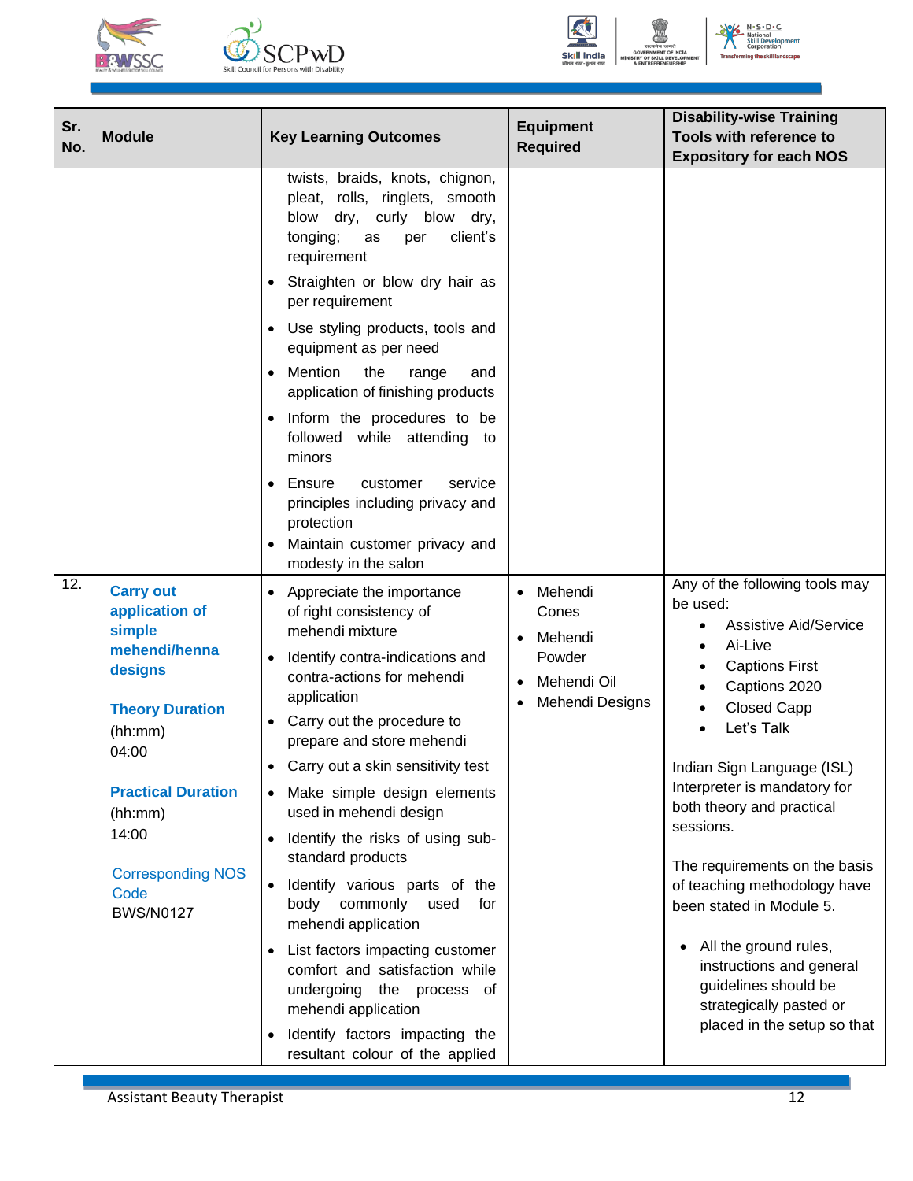| Sr. No. | Module | Key Learning Outcomes | Equipment Required | Disability-wise Training Tools with reference to Expository for each NOS |
|---|---|---|---|---|
| | | twists, braids, knots, chignon, pleat, rolls, ringlets, smooth blow dry, curly blow dry, tonging; as per client's requirement<br>• Straighten or blow dry hair as per requirement<br>• Use styling products, tools and equipment as per need<br>• Mention the range and application of finishing products<br>• Inform the procedures to be followed while attending to minors<br>• Ensure customer service principles including privacy and protection<br>• Maintain customer privacy and modesty in the salon | | |
| 12. | **Carry out application of simple mehendi/henna designs**<br><br>**Theory Duration** (hh:mm) 04:00<br><br>**Practical Duration** (hh:mm) 14:00<br><br>Corresponding NOS Code BWS/N0127 | • Appreciate the importance of right consistency of mehendi mixture<br>• Identify contra-indications and contra-actions for mehendi application<br>• Carry out the procedure to prepare and store mehendi<br>• Carry out a skin sensitivity test<br>• Make simple design elements used in mehendi design<br>• Identify the risks of using sub-standard products<br>• Identify various parts of the body commonly used for mehendi application<br>• List factors impacting customer comfort and satisfaction while undergoing the process of mehendi application<br>• Identify factors impacting the resultant colour of the applied | • Mehendi Cones<br>• Mehendi Powder<br>• Mehendi Oil<br>• Mehendi Designs | Any of the following tools may be used:<br>• Assistive Aid/Service<br>• Ai-Live<br>• Captions First<br>• Captions 2020<br>• Closed Capp<br>• Let's Talk<br><br>Indian Sign Language (ISL) Interpreter is mandatory for both theory and practical sessions.<br><br>The requirements on the basis of teaching methodology have been stated in Module 5.<br><br>• All the ground rules, instructions and general guidelines should be strategically pasted or placed in the setup so that |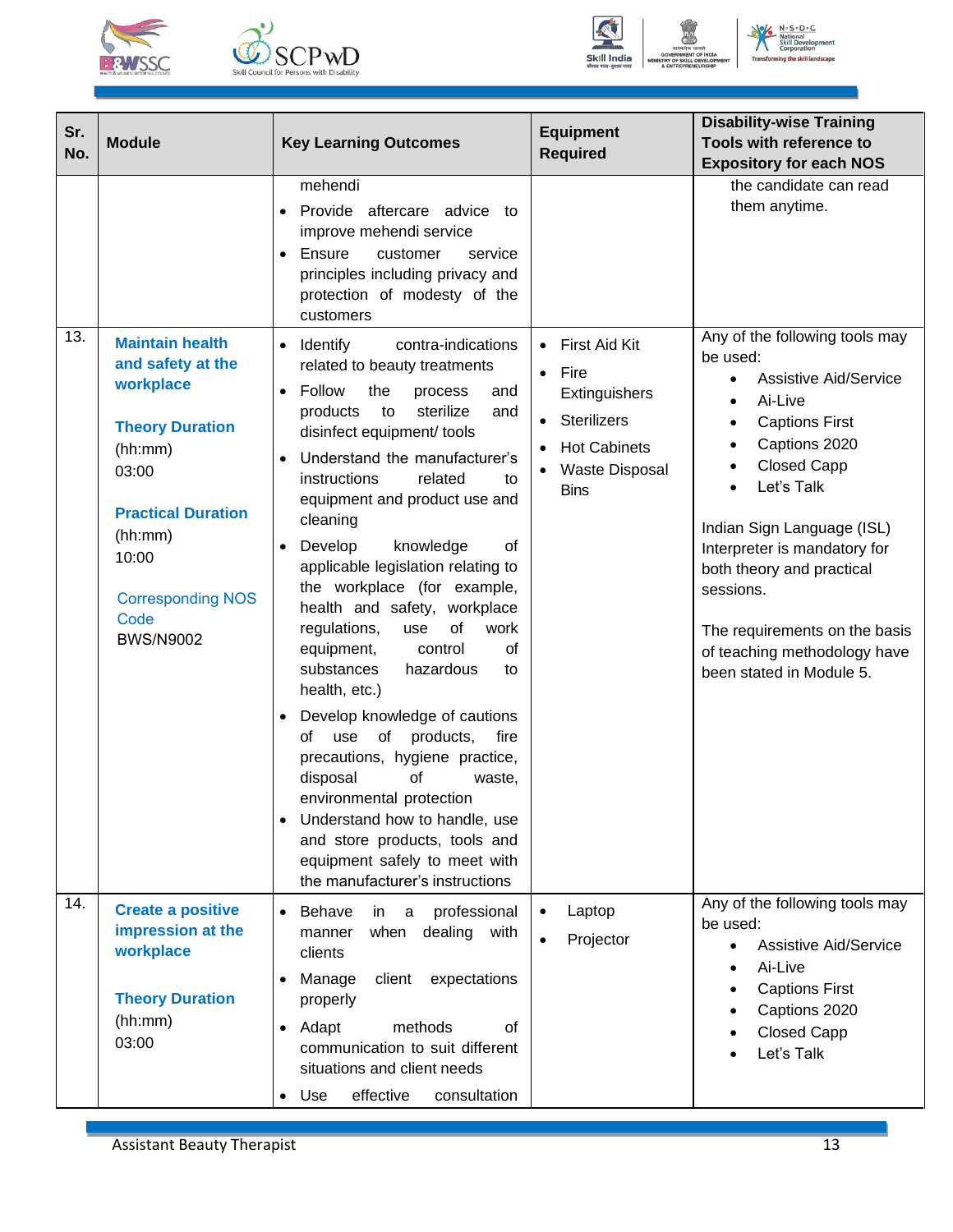| Sr. No. | Module | Key Learning Outcomes | Equipment Required | Disability-wise Training Tools with reference to Expository for each NOS |
|---|---|---|---|---|
| | | mehendi<br>• Provide aftercare advice to improve mehendi service<br>• Ensure customer service principles including privacy and protection of modesty of the customers | | the candidate can read them anytime. |
| 13. | **Maintain health and safety at the workplace**<br><br>**Theory Duration**<br>(hh:mm)<br>03:00<br><br>**Practical Duration**<br>(hh:mm)<br>10:00<br><br>Corresponding NOS Code<br>BWS/N9002 | • Identify contra-indications related to beauty treatments<br>• Follow the process and products to sterilize and disinfect equipment/ tools<br>• Understand the manufacturer's instructions related to equipment and product use and cleaning<br>• Develop knowledge of applicable legislation relating to the workplace (for example, health and safety, workplace regulations, use of work equipment, control of substances hazardous to health, etc.)<br>• Develop knowledge of cautions of use of products, fire precautions, hygiene practice, disposal of waste, environmental protection<br>• Understand how to handle, use and store products, tools and equipment safely to meet with the manufacturer's instructions | • First Aid Kit<br>• Fire Extinguishers<br>• Sterilizers<br>• Hot Cabinets<br>• Waste Disposal Bins | Any of the following tools may be used:<br>• Assistive Aid/Service<br>• Ai-Live<br>• Captions First<br>• Captions 2020<br>• Closed Capp<br>• Let's Talk<br><br>Indian Sign Language (ISL) Interpreter is mandatory for both theory and practical sessions.<br><br>The requirements on the basis of teaching methodology have been stated in Module 5. |
| 14. | **Create a positive impression at the workplace**<br><br>**Theory Duration**<br>(hh:mm)<br>03:00 | • Behave in a professional manner when dealing with clients<br>• Manage client expectations properly<br>• Adapt methods of communication to suit different situations and client needs<br>• Use effective consultation | • Laptop<br>• Projector | Any of the following tools may be used:<br>• Assistive Aid/Service<br>• Ai-Live<br>• Captions First<br>• Captions 2020<br>• Closed Capp<br>• Let's Talk |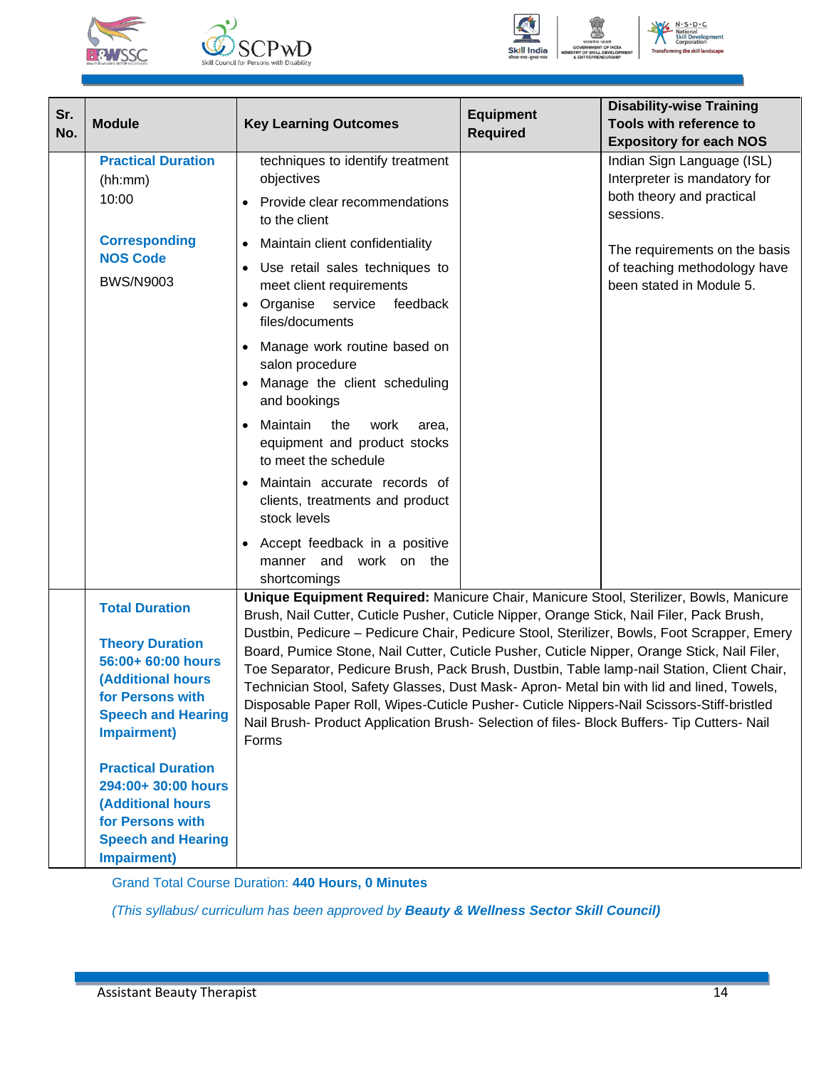| Sr. No. | Module | Key Learning Outcomes | Equipment Required | Disability-wise Training Tools with reference to Expository for each NOS |
|---|---|---|---|---|
| | **Practical Duration** (hh:mm) 10:00<br><br>**Corresponding NOS Code** BWS/N9003 | techniques to identify treatment objectives<br>• Provide clear recommendations to the client<br>• Maintain client confidentiality<br>• Use retail sales techniques to meet client requirements<br>• Organise service feedback files/documents<br>• Manage work routine based on salon procedure<br>• Manage the client scheduling and bookings<br>• Maintain the work area, equipment and product stocks to meet the schedule<br>• Maintain accurate records of clients, treatments and product stock levels<br>• Accept feedback in a positive manner and work on the shortcomings | | Indian Sign Language (ISL) Interpreter is mandatory for both theory and practical sessions.<br><br>The requirements on the basis of teaching methodology have been stated in Module 5. |
| | **Total Duration**<br><br>**Theory Duration 56:00+ 60:00 hours (Additional hours for Persons with Speech and Hearing Impairment)**<br><br>**Practical Duration 294:00+ 30:00 hours (Additional hours for Persons with Speech and Hearing Impairment)** | **Unique Equipment Required:** Manicure Chair, Manicure Stool, Sterilizer, Bowls, Manicure Brush, Nail Cutter, Cuticle Pusher, Cuticle Nipper, Orange Stick, Nail Filer, Pack Brush, Dustbin, Pedicure – Pedicure Chair, Pedicure Stool, Sterilizer, Bowls, Foot Scrapper, Emery Board, Pumice Stone, Nail Cutter, Cuticle Pusher, Cuticle Nipper, Orange Stick, Nail Filer, Toe Separator, Pedicure Brush, Pack Brush, Dustbin, Table lamp-nail Station, Client Chair, Technician Stool, Safety Glasses, Dust Mask- Apron- Metal bin with lid and lined, Towels, Disposable Paper Roll, Wipes-Cuticle Pusher- Cuticle Nippers-Nail Scissors-Stiff-bristled Nail Brush- Product Application Brush- Selection of files- Block Buffers- Tip Cutters- Nail Forms | | |

Grand Total Course Duration: **440 Hours, 0 Minutes**

*(This syllabus/ curriculum has been approved by **Beauty & Wellness Sector Skill Council)***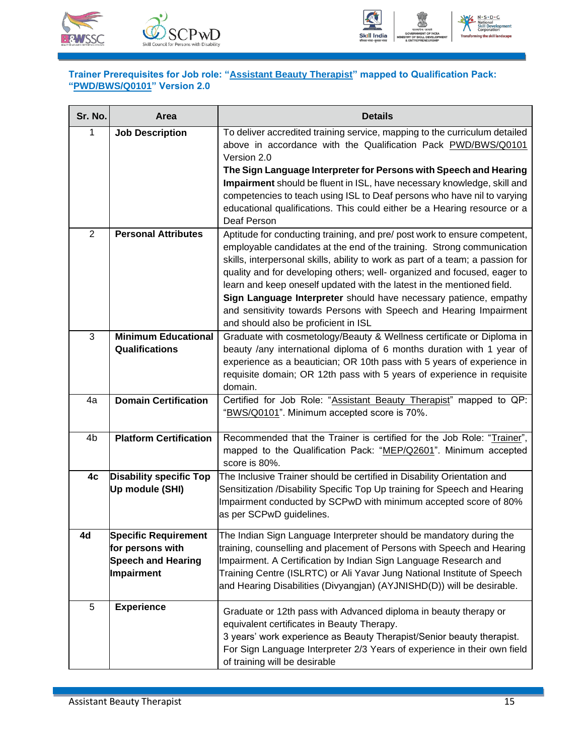**Trainer Prerequisites for Job role: "Assistant Beauty Therapist" mapped to Qualification Pack: "PWD/BWS/Q0101" Version 2.0**

| Sr. No. | Area | Details |
|---|---|---|
| 1 | **Job Description** | To deliver accredited training service, mapping to the curriculum detailed above in accordance with the Qualification Pack PWD/BWS/Q0101 Version 2.0<br>**The Sign Language Interpreter for Persons with Speech and Hearing Impairment** should be fluent in ISL, have necessary knowledge, skill and competencies to teach using ISL to Deaf persons who have nil to varying educational qualifications. This could either be a Hearing resource or a Deaf Person |
| 2 | **Personal Attributes** | Aptitude for conducting training, and pre/ post work to ensure competent, employable candidates at the end of the training. Strong communication skills, interpersonal skills, ability to work as part of a team; a passion for quality and for developing others; well- organized and focused, eager to learn and keep oneself updated with the latest in the mentioned field.<br>**Sign Language Interpreter** should have necessary patience, empathy and sensitivity towards Persons with Speech and Hearing Impairment and should also be proficient in ISL |
| 3 | **Minimum Educational Qualifications** | Graduate with cosmetology/Beauty & Wellness certificate or Diploma in beauty /any international diploma of 6 months duration with 1 year of experience as a beautician; OR 10th pass with 5 years of experience in requisite domain; OR 12th pass with 5 years of experience in requisite domain. |
| 4a | **Domain Certification** | Certified for Job Role: "Assistant Beauty Therapist" mapped to QP: "BWS/Q0101". Minimum accepted score is 70%. |
| 4b | **Platform Certification** | Recommended that the Trainer is certified for the Job Role: "Trainer", mapped to the Qualification Pack: "MEP/Q2601". Minimum accepted score is 80%. |
| **4c** | **Disability specific Top Up module (SHI)** | The Inclusive Trainer should be certified in Disability Orientation and Sensitization /Disability Specific Top Up training for Speech and Hearing Impairment conducted by SCPwD with minimum accepted score of 80% as per SCPwD guidelines. |
| **4d** | **Specific Requirement for persons with Speech and Hearing Impairment** | The Indian Sign Language Interpreter should be mandatory during the training, counselling and placement of Persons with Speech and Hearing Impairment. A Certification by Indian Sign Language Research and Training Centre (ISLRTC) or Ali Yavar Jung National Institute of Speech and Hearing Disabilities (Divyangjan) (AYJNISHD(D)) will be desirable. |
| 5 | **Experience** | Graduate or 12th pass with Advanced diploma in beauty therapy or equivalent certificates in Beauty Therapy.<br>3 years' work experience as Beauty Therapist/Senior beauty therapist.<br>For Sign Language Interpreter 2/3 Years of experience in their own field of training will be desirable |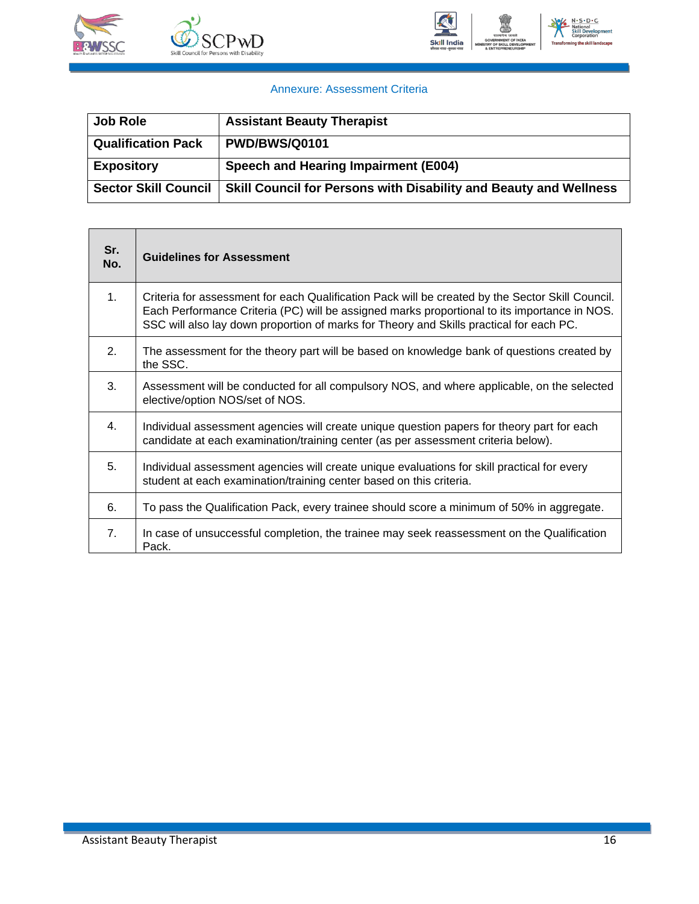Annexure: Assessment Criteria

| Job Role | Assistant Beauty Therapist |
|---|---|
| Qualification Pack | PWD/BWS/Q0101 |
| Expository | Speech and Hearing Impairment (E004) |
| Sector Skill Council | Skill Council for Persons with Disability and Beauty and Wellness |

| Sr. No. | Guidelines for Assessment |
|---|---|
| 1. | Criteria for assessment for each Qualification Pack will be created by the Sector Skill Council. Each Performance Criteria (PC) will be assigned marks proportional to its importance in NOS. SSC will also lay down proportion of marks for Theory and Skills practical for each PC. |
| 2. | The assessment for the theory part will be based on knowledge bank of questions created by the SSC. |
| 3. | Assessment will be conducted for all compulsory NOS, and where applicable, on the selected elective/option NOS/set of NOS. |
| 4. | Individual assessment agencies will create unique question papers for theory part for each candidate at each examination/training center (as per assessment criteria below). |
| 5. | Individual assessment agencies will create unique evaluations for skill practical for every student at each examination/training center based on this criteria. |
| 6. | To pass the Qualification Pack, every trainee should score a minimum of 50% in aggregate. |
| 7. | In case of unsuccessful completion, the trainee may seek reassessment on the Qualification Pack. |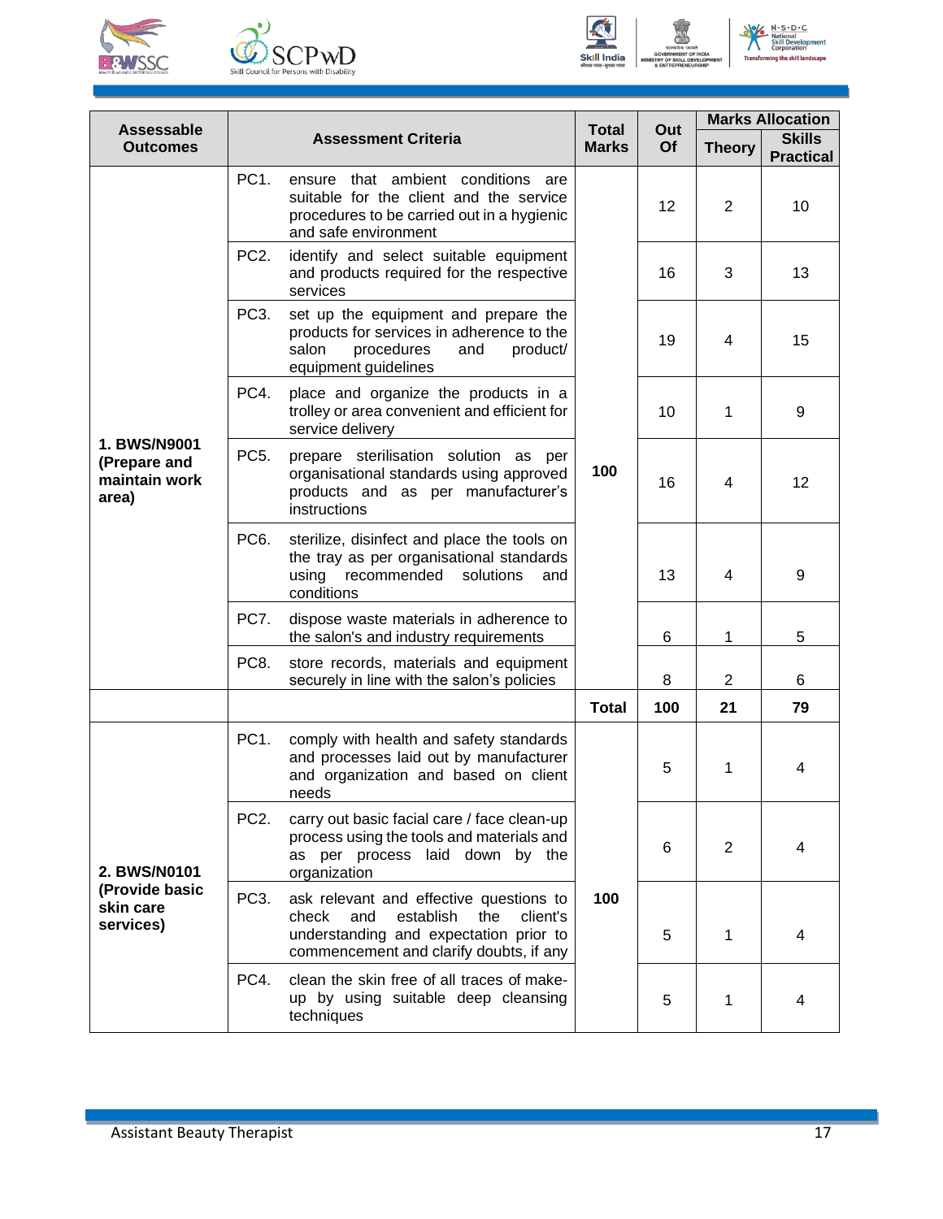| Assessable Outcomes | Assessment Criteria | Total Marks | Out Of | Marks Allocation | |
|---|---|---|---|---|---|
| | | | | Theory | Skills Practical |
| **1. BWS/N9001 (Prepare and maintain work area)** | PC1. ensure that ambient conditions are suitable for the client and the service procedures to be carried out in a hygienic and safe environment | 100 | 12 | 2 | 10 |
| | PC2. identify and select suitable equipment and products required for the respective services | | 16 | 3 | 13 |
| | PC3. set up the equipment and prepare the products for services in adherence to the salon procedures and product/ equipment guidelines | | 19 | 4 | 15 |
| | PC4. place and organize the products in a trolley or area convenient and efficient for service delivery | | 10 | 1 | 9 |
| | PC5. prepare sterilisation solution as per organisational standards using approved products and as per manufacturer's instructions | | 16 | 4 | 12 |
| | PC6. sterilize, disinfect and place the tools on the tray as per organisational standards using recommended solutions and conditions | | 13 | 4 | 9 |
| | PC7. dispose waste materials in adherence to the salon's and industry requirements | | 6 | 1 | 5 |
| | PC8. store records, materials and equipment securely in line with the salon's policies | | 8 | 2 | 6 |
| | | **Total** | **100** | **21** | **79** |
| **2. BWS/N0101 (Provide basic skin care services)** | PC1. comply with health and safety standards and processes laid out by manufacturer and organization and based on client needs | 100 | 5 | 1 | 4 |
| | PC2. carry out basic facial care / face clean-up process using the tools and materials and as per process laid down by the organization | | 6 | 2 | 4 |
| | PC3. ask relevant and effective questions to check and establish the client's understanding and expectation prior to commencement and clarify doubts, if any | | 5 | 1 | 4 |
| | PC4. clean the skin free of all traces of make-up by using suitable deep cleansing techniques | | 5 | 1 | 4 |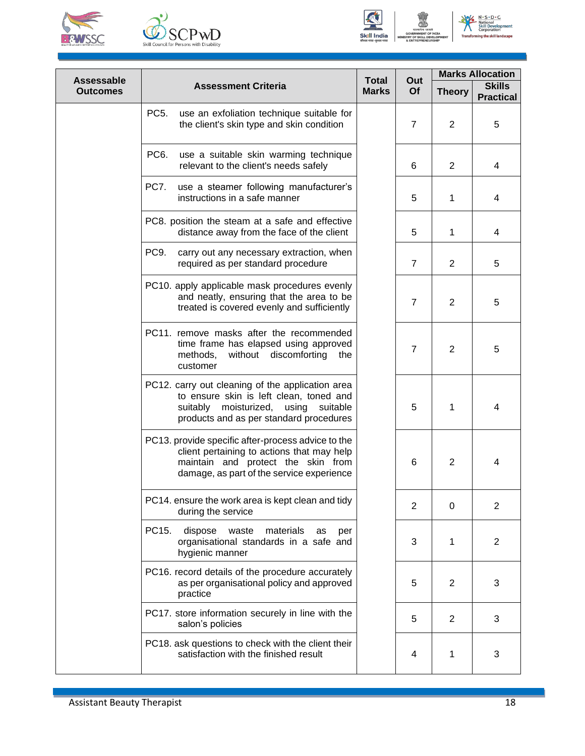| Assessable Outcomes | Assessment Criteria | Total Marks | Out Of | Marks Allocation | |
|---|---|---|---|---|---|
| | | | | Theory | Skills Practical |
| | PC5. use an exfoliation technique suitable for the client's skin type and skin condition | | 7 | 2 | 5 |
| | PC6. use a suitable skin warming technique relevant to the client's needs safely | | 6 | 2 | 4 |
| | PC7. use a steamer following manufacturer's instructions in a safe manner | | 5 | 1 | 4 |
| | PC8. position the steam at a safe and effective distance away from the face of the client | | 5 | 1 | 4 |
| | PC9. carry out any necessary extraction, when required as per standard procedure | | 7 | 2 | 5 |
| | PC10. apply applicable mask procedures evenly and neatly, ensuring that the area to be treated is covered evenly and sufficiently | | 7 | 2 | 5 |
| | PC11. remove masks after the recommended time frame has elapsed using approved methods, without discomforting the customer | | 7 | 2 | 5 |
| | PC12. carry out cleaning of the application area to ensure skin is left clean, toned and suitably moisturized, using suitable products and as per standard procedures | | 5 | 1 | 4 |
| | PC13. provide specific after-process advice to the client pertaining to actions that may help maintain and protect the skin from damage, as part of the service experience | | 6 | 2 | 4 |
| | PC14. ensure the work area is kept clean and tidy during the service | | 2 | 0 | 2 |
| | PC15. dispose waste materials as per organisational standards in a safe and hygienic manner | | 3 | 1 | 2 |
| | PC16. record details of the procedure accurately as per organisational policy and approved practice | | 5 | 2 | 3 |
| | PC17. store information securely in line with the salon's policies | | 5 | 2 | 3 |
| | PC18. ask questions to check with the client their satisfaction with the finished result | | 4 | 1 | 3 |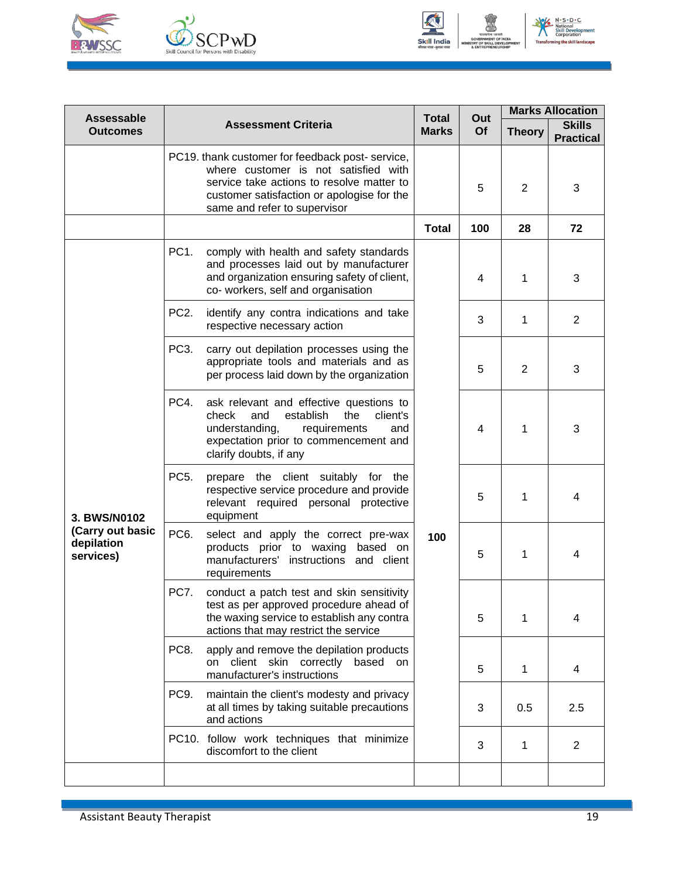| Assessable Outcomes | Assessment Criteria | Total Marks | Out Of | Marks Allocation | |
|---|---|---|---|---|---|
| | | | | Theory | Skills Practical |
| | PC19. thank customer for feedback post- service, where customer is not satisfied with service take actions to resolve matter to customer satisfaction or apologise for the same and refer to supervisor | | 5 | 2 | 3 |
| | | **Total** | **100** | **28** | **72** |
| **3. BWS/N0102 (Carry out basic depilation services)** | PC1. comply with health and safety standards and processes laid out by manufacturer and organization ensuring safety of client, co- workers, self and organisation | **100** | 4 | 1 | 3 |
| | PC2. identify any contra indications and take respective necessary action | | 3 | 1 | 2 |
| | PC3. carry out depilation processes using the appropriate tools and materials and as per process laid down by the organization | | 5 | 2 | 3 |
| | PC4. ask relevant and effective questions to check and establish the client's understanding, requirements and expectation prior to commencement and clarify doubts, if any | | 4 | 1 | 3 |
| | PC5. prepare the client suitably for the respective service procedure and provide relevant required personal protective equipment | | 5 | 1 | 4 |
| | PC6. select and apply the correct pre-wax products prior to waxing based on manufacturers' instructions and client requirements | | 5 | 1 | 4 |
| | PC7. conduct a patch test and skin sensitivity test as per approved procedure ahead of the waxing service to establish any contra actions that may restrict the service | | 5 | 1 | 4 |
| | PC8. apply and remove the depilation products on client skin correctly based on manufacturer's instructions | | 5 | 1 | 4 |
| | PC9. maintain the client's modesty and privacy at all times by taking suitable precautions and actions | | 3 | 0.5 | 2.5 |
| | PC10. follow work techniques that minimize discomfort to the client | | 3 | 1 | 2 |
| | | | | | |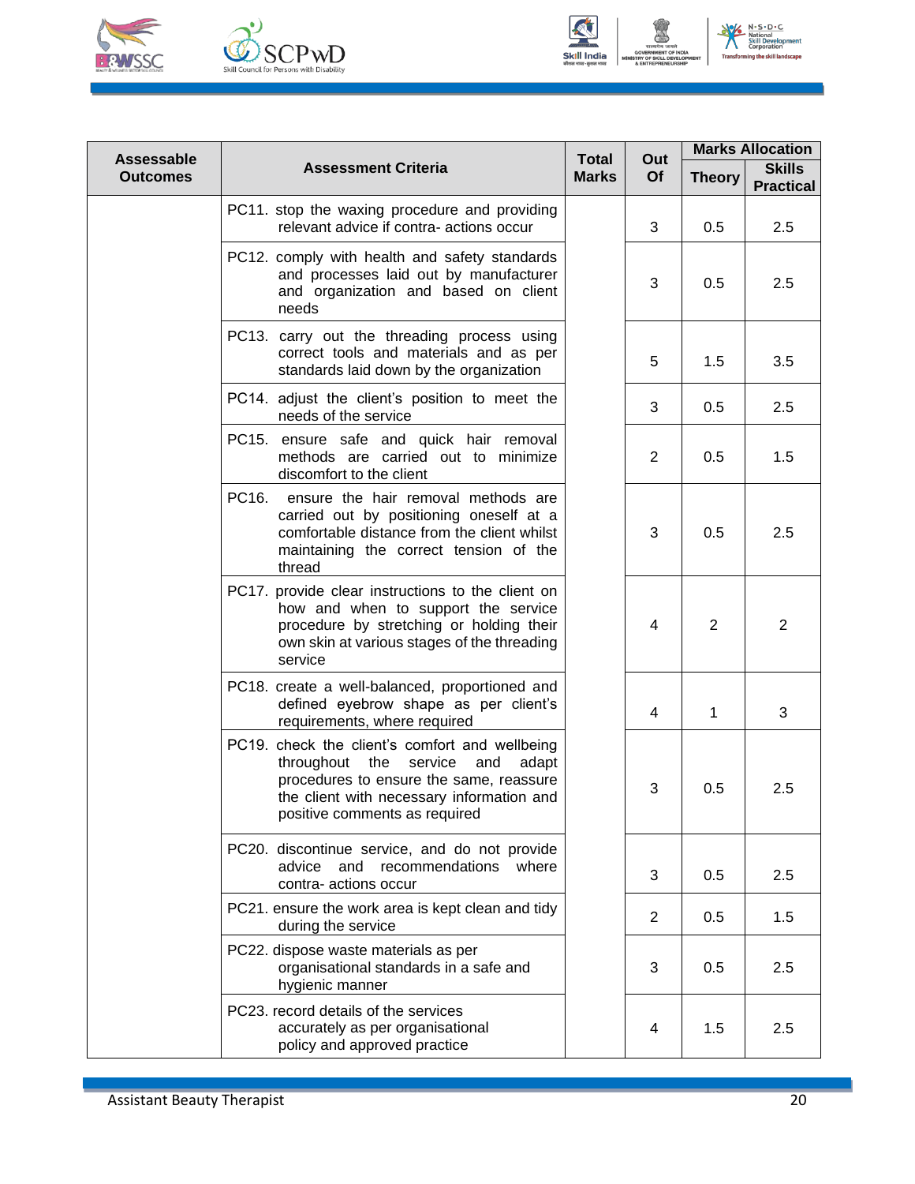| Assessable Outcomes | Assessment Criteria | Total Marks | Out Of | Marks Allocation | |
|---|---|---|---|---|---|
| | | | | Theory | Skills Practical |
| | PC11. stop the waxing procedure and providing relevant advice if contra- actions occur | | 3 | 0.5 | 2.5 |
| | PC12. comply with health and safety standards and processes laid out by manufacturer and organization and based on client needs | | 3 | 0.5 | 2.5 |
| | PC13. carry out the threading process using correct tools and materials and as per standards laid down by the organization | | 5 | 1.5 | 3.5 |
| | PC14. adjust the client's position to meet the needs of the service | | 3 | 0.5 | 2.5 |
| | PC15. ensure safe and quick hair removal methods are carried out to minimize discomfort to the client | | 2 | 0.5 | 1.5 |
| | PC16. ensure the hair removal methods are carried out by positioning oneself at a comfortable distance from the client whilst maintaining the correct tension of the thread | | 3 | 0.5 | 2.5 |
| | PC17. provide clear instructions to the client on how and when to support the service procedure by stretching or holding their own skin at various stages of the threading service | | 4 | 2 | 2 |
| | PC18. create a well-balanced, proportioned and defined eyebrow shape as per client's requirements, where required | | 4 | 1 | 3 |
| | PC19. check the client's comfort and wellbeing throughout the service and adapt procedures to ensure the same, reassure the client with necessary information and positive comments as required | | 3 | 0.5 | 2.5 |
| | PC20. discontinue service, and do not provide advice and recommendations where contra- actions occur | | 3 | 0.5 | 2.5 |
| | PC21. ensure the work area is kept clean and tidy during the service | | 2 | 0.5 | 1.5 |
| | PC22. dispose waste materials as per organisational standards in a safe and hygienic manner | | 3 | 0.5 | 2.5 |
| | PC23. record details of the services accurately as per organisational policy and approved practice | | 4 | 1.5 | 2.5 |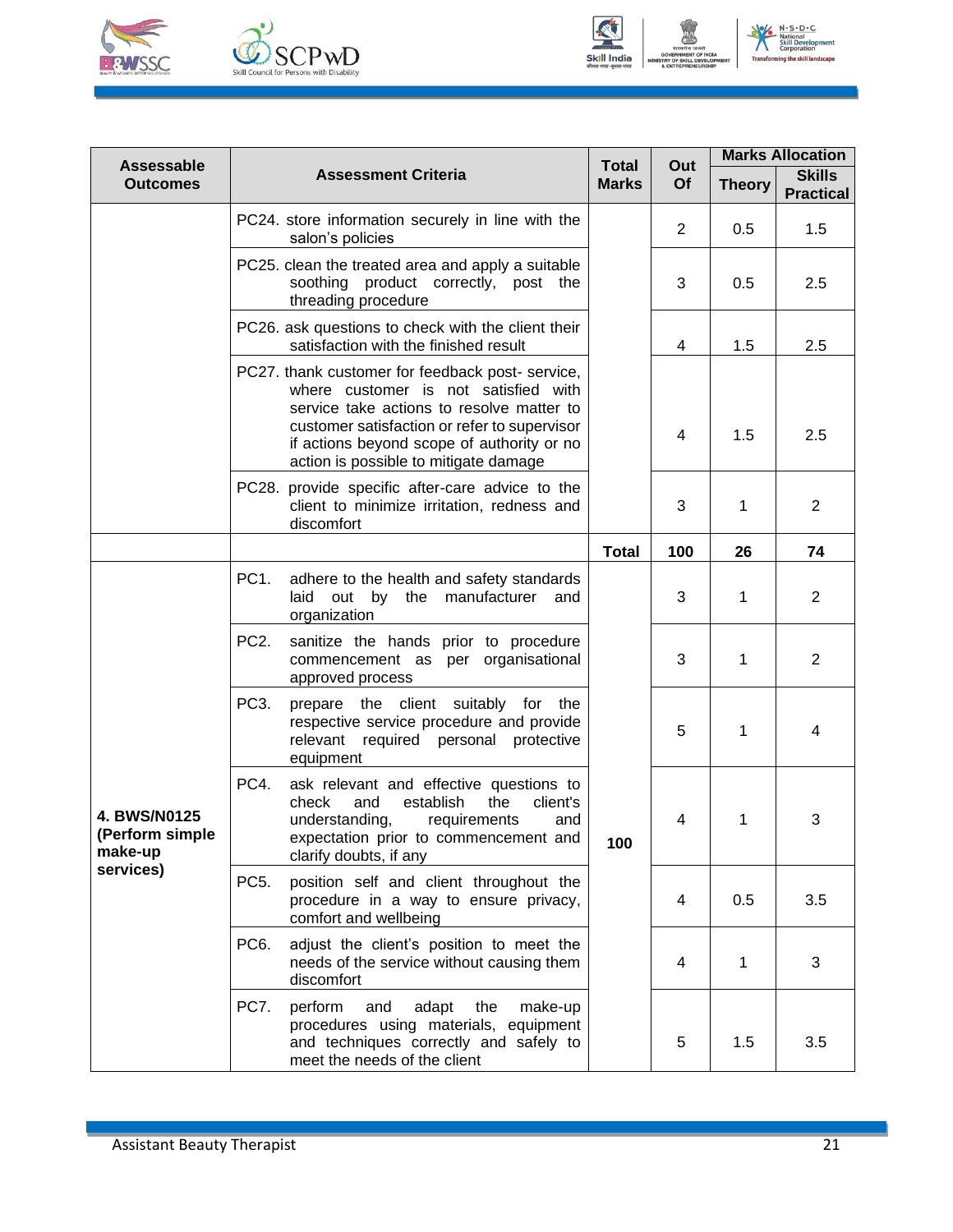| Assessable Outcomes | Assessment Criteria | Total Marks | Out Of | Marks Allocation | |
|---|---|---|---|---|---|
| | | | | Theory | Skills Practical |
| | PC24. store information securely in line with the salon's policies | | 2 | 0.5 | 1.5 |
| | PC25. clean the treated area and apply a suitable soothing product correctly, post the threading procedure | | 3 | 0.5 | 2.5 |
| | PC26. ask questions to check with the client their satisfaction with the finished result | | 4 | 1.5 | 2.5 |
| | PC27. thank customer for feedback post- service, where customer is not satisfied with service take actions to resolve matter to customer satisfaction or refer to supervisor if actions beyond scope of authority or no action is possible to mitigate damage | | 4 | 1.5 | 2.5 |
| | PC28. provide specific after-care advice to the client to minimize irritation, redness and discomfort | | 3 | 1 | 2 |
| | | **Total** | **100** | **26** | **74** |
| **4. BWS/N0125 (Perform simple make-up services)** | PC1. adhere to the health and safety standards laid out by the manufacturer and organization | **100** | 3 | 1 | 2 |
| | PC2. sanitize the hands prior to procedure commencement as per organisational approved process | | 3 | 1 | 2 |
| | PC3. prepare the client suitably for the respective service procedure and provide relevant required personal protective equipment | | 5 | 1 | 4 |
| | PC4. ask relevant and effective questions to check and establish the client's understanding, requirements and expectation prior to commencement and clarify doubts, if any | | 4 | 1 | 3 |
| | PC5. position self and client throughout the procedure in a way to ensure privacy, comfort and wellbeing | | 4 | 0.5 | 3.5 |
| | PC6. adjust the client's position to meet the needs of the service without causing them discomfort | | 4 | 1 | 3 |
| | PC7. perform and adapt the make-up procedures using materials, equipment and techniques correctly and safely to meet the needs of the client | | 5 | 1.5 | 3.5 |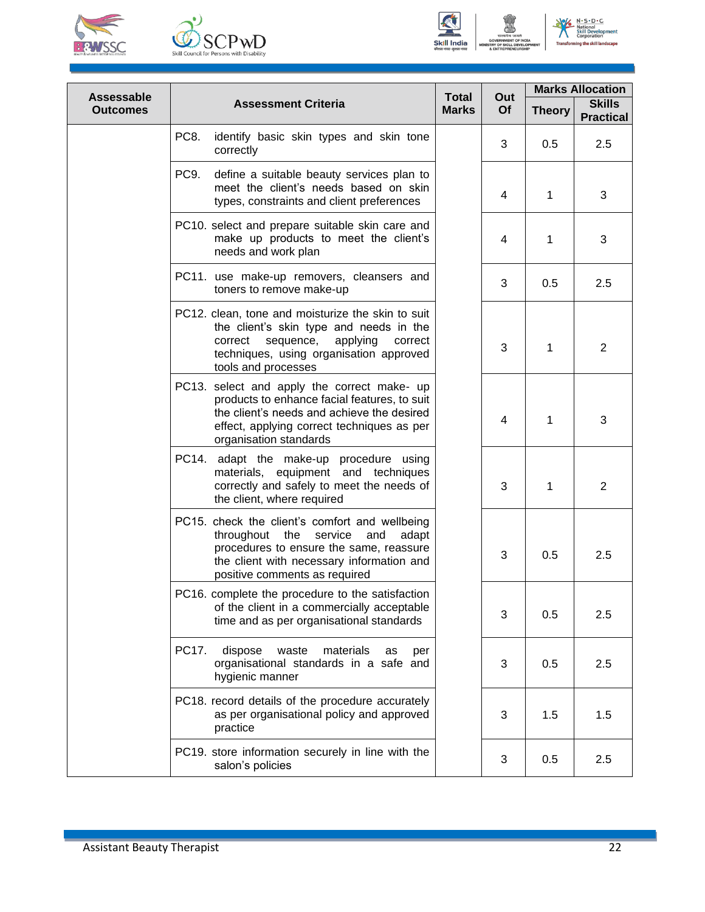| Assessable Outcomes | Assessment Criteria | Total Marks | Out Of | Marks Allocation | |
|---|---|---|---|---|---|
| | | | | Theory | Skills Practical |
| | PC8. identify basic skin types and skin tone correctly | | 3 | 0.5 | 2.5 |
| | PC9. define a suitable beauty services plan to meet the client's needs based on skin types, constraints and client preferences | | 4 | 1 | 3 |
| | PC10. select and prepare suitable skin care and make up products to meet the client's needs and work plan | | 4 | 1 | 3 |
| | PC11. use make-up removers, cleansers and toners to remove make-up | | 3 | 0.5 | 2.5 |
| | PC12. clean, tone and moisturize the skin to suit the client's skin type and needs in the correct sequence, applying correct techniques, using organisation approved tools and processes | | 3 | 1 | 2 |
| | PC13. select and apply the correct make- up products to enhance facial features, to suit the client's needs and achieve the desired effect, applying correct techniques as per organisation standards | | 4 | 1 | 3 |
| | PC14. adapt the make-up procedure using materials, equipment and techniques correctly and safely to meet the needs of the client, where required | | 3 | 1 | 2 |
| | PC15. check the client's comfort and wellbeing throughout the service and adapt procedures to ensure the same, reassure the client with necessary information and positive comments as required | | 3 | 0.5 | 2.5 |
| | PC16. complete the procedure to the satisfaction of the client in a commercially acceptable time and as per organisational standards | | 3 | 0.5 | 2.5 |
| | PC17. dispose waste materials as per organisational standards in a safe and hygienic manner | | 3 | 0.5 | 2.5 |
| | PC18. record details of the procedure accurately as per organisational policy and approved practice | | 3 | 1.5 | 1.5 |
| | PC19. store information securely in line with the salon's policies | | 3 | 0.5 | 2.5 |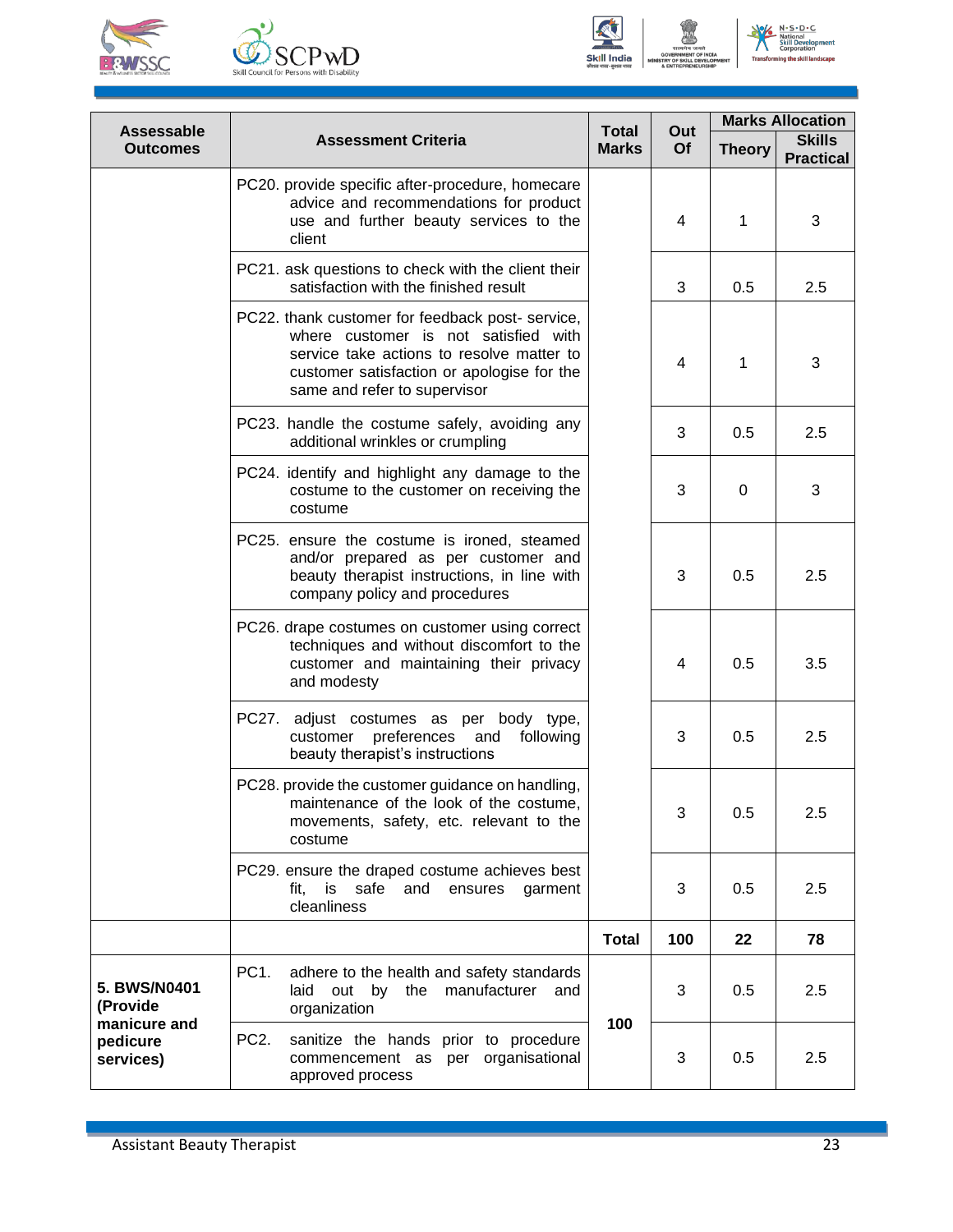| Assessable Outcomes | Assessment Criteria | Total Marks | Out Of | Marks Allocation | |
|---|---|---|---|---|---|
| | | | | Theory | Skills Practical |
| | PC20. provide specific after-procedure, homecare advice and recommendations for product use and further beauty services to the client | | 4 | 1 | 3 |
| | PC21. ask questions to check with the client their satisfaction with the finished result | | 3 | 0.5 | 2.5 |
| | PC22. thank customer for feedback post- service, where customer is not satisfied with service take actions to resolve matter to customer satisfaction or apologise for the same and refer to supervisor | | 4 | 1 | 3 |
| | PC23. handle the costume safely, avoiding any additional wrinkles or crumpling | | 3 | 0.5 | 2.5 |
| | PC24. identify and highlight any damage to the costume to the customer on receiving the costume | | 3 | 0 | 3 |
| | PC25. ensure the costume is ironed, steamed and/or prepared as per customer and beauty therapist instructions, in line with company policy and procedures | | 3 | 0.5 | 2.5 |
| | PC26. drape costumes on customer using correct techniques and without discomfort to the customer and maintaining their privacy and modesty | | 4 | 0.5 | 3.5 |
| | PC27. adjust costumes as per body type, customer preferences and following beauty therapist's instructions | | 3 | 0.5 | 2.5 |
| | PC28. provide the customer guidance on handling, maintenance of the look of the costume, movements, safety, etc. relevant to the costume | | 3 | 0.5 | 2.5 |
| | PC29. ensure the draped costume achieves best fit, is safe and ensures garment cleanliness | | 3 | 0.5 | 2.5 |
| | | **Total** | **100** | **22** | **78** |
| **5. BWS/N0401 (Provide manicure and pedicure services)** | PC1. adhere to the health and safety standards laid out by the manufacturer and organization | **100** | 3 | 0.5 | 2.5 |
| | PC2. sanitize the hands prior to procedure commencement as per organisational approved process | | 3 | 0.5 | 2.5 |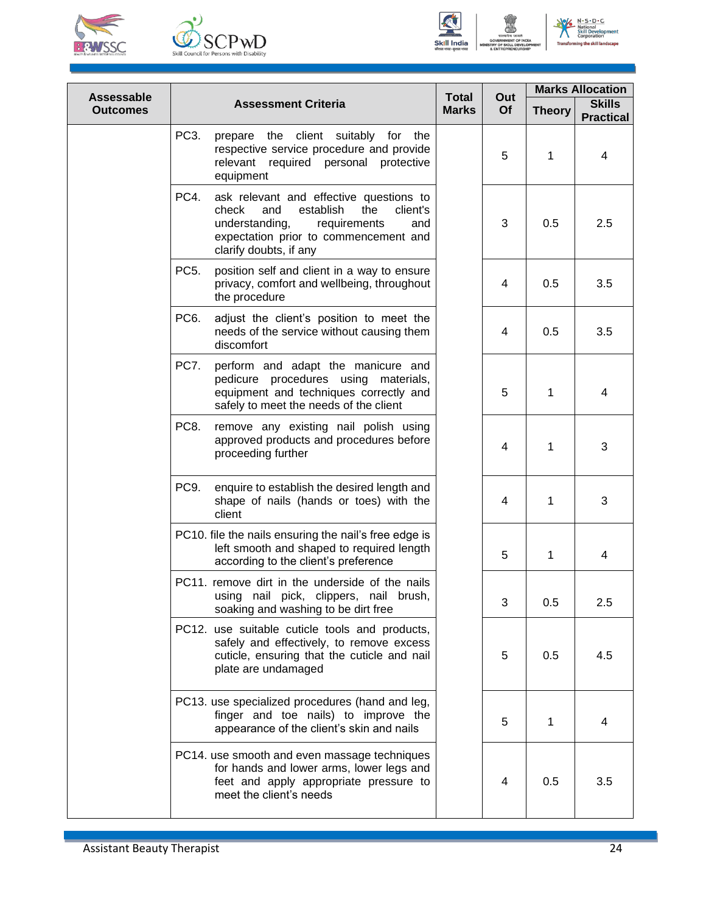| Assessable Outcomes | Assessment Criteria | Total Marks | Out Of | Marks Allocation | |
|---|---|---|---|---|---|
| | | | | Theory | Skills Practical |
| | PC3. prepare the client suitably for the respective service procedure and provide relevant required personal protective equipment | | 5 | 1 | 4 |
| | PC4. ask relevant and effective questions to check and establish the client's understanding, requirements and expectation prior to commencement and clarify doubts, if any | | 3 | 0.5 | 2.5 |
| | PC5. position self and client in a way to ensure privacy, comfort and wellbeing, throughout the procedure | | 4 | 0.5 | 3.5 |
| | PC6. adjust the client's position to meet the needs of the service without causing them discomfort | | 4 | 0.5 | 3.5 |
| | PC7. perform and adapt the manicure and pedicure procedures using materials, equipment and techniques correctly and safely to meet the needs of the client | | 5 | 1 | 4 |
| | PC8. remove any existing nail polish using approved products and procedures before proceeding further | | 4 | 1 | 3 |
| | PC9. enquire to establish the desired length and shape of nails (hands or toes) with the client | | 4 | 1 | 3 |
| | PC10. file the nails ensuring the nail's free edge is left smooth and shaped to required length according to the client's preference | | 5 | 1 | 4 |
| | PC11. remove dirt in the underside of the nails using nail pick, clippers, nail brush, soaking and washing to be dirt free | | 3 | 0.5 | 2.5 |
| | PC12. use suitable cuticle tools and products, safely and effectively, to remove excess cuticle, ensuring that the cuticle and nail plate are undamaged | | 5 | 0.5 | 4.5 |
| | PC13. use specialized procedures (hand and leg, finger and toe nails) to improve the appearance of the client's skin and nails | | 5 | 1 | 4 |
| | PC14. use smooth and even massage techniques for hands and lower arms, lower legs and feet and apply appropriate pressure to meet the client's needs | | 4 | 0.5 | 3.5 |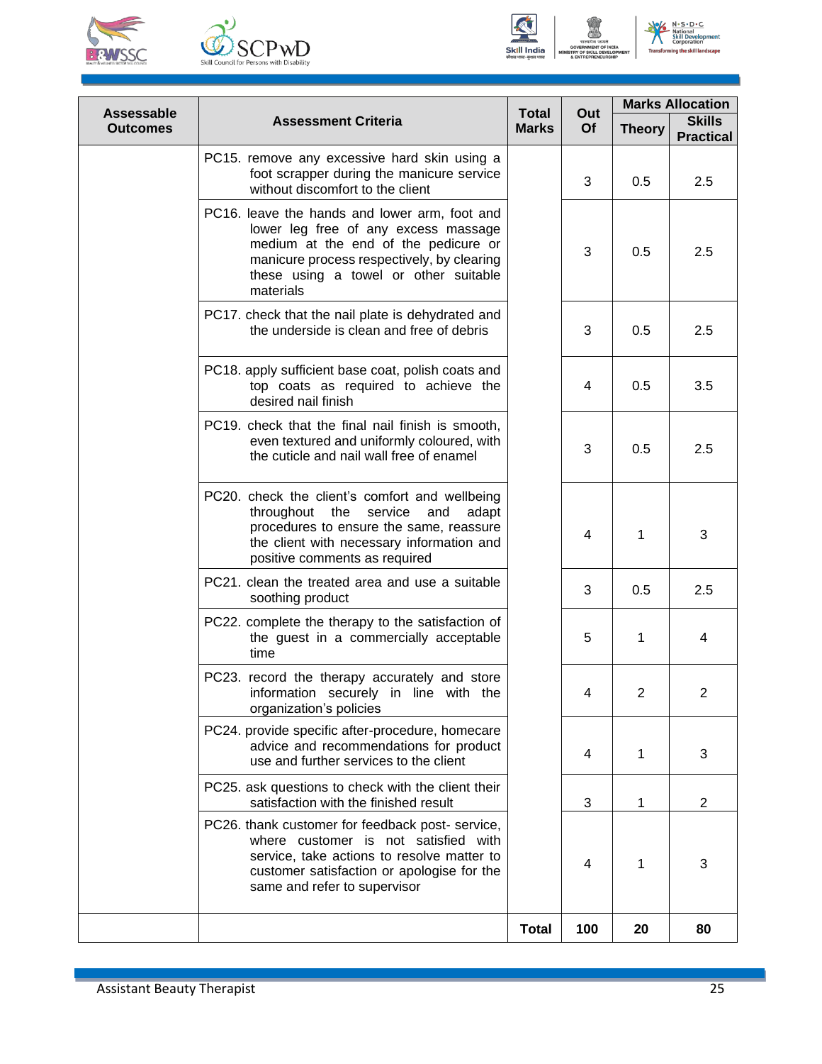| Assessable Outcomes | Assessment Criteria | Total Marks | Out Of | Marks Allocation | |
|---|---|---|---|---|---|
| | | | | Theory | Skills Practical |
| | PC15. remove any excessive hard skin using a foot scrapper during the manicure service without discomfort to the client | | 3 | 0.5 | 2.5 |
| | PC16. leave the hands and lower arm, foot and lower leg free of any excess massage medium at the end of the pedicure or manicure process respectively, by clearing these using a towel or other suitable materials | | 3 | 0.5 | 2.5 |
| | PC17. check that the nail plate is dehydrated and the underside is clean and free of debris | | 3 | 0.5 | 2.5 |
| | PC18. apply sufficient base coat, polish coats and top coats as required to achieve the desired nail finish | | 4 | 0.5 | 3.5 |
| | PC19. check that the final nail finish is smooth, even textured and uniformly coloured, with the cuticle and nail wall free of enamel | | 3 | 0.5 | 2.5 |
| | PC20. check the client's comfort and wellbeing throughout the service and adapt procedures to ensure the same, reassure the client with necessary information and positive comments as required | | 4 | 1 | 3 |
| | PC21. clean the treated area and use a suitable soothing product | | 3 | 0.5 | 2.5 |
| | PC22. complete the therapy to the satisfaction of the guest in a commercially acceptable time | | 5 | 1 | 4 |
| | PC23. record the therapy accurately and store information securely in line with the organization's policies | | 4 | 2 | 2 |
| | PC24. provide specific after-procedure, homecare advice and recommendations for product use and further services to the client | | 4 | 1 | 3 |
| | PC25. ask questions to check with the client their satisfaction with the finished result | | 3 | 1 | 2 |
| | PC26. thank customer for feedback post- service, where customer is not satisfied with service, take actions to resolve matter to customer satisfaction or apologise for the same and refer to supervisor | | 4 | 1 | 3 |
| | | **Total** | **100** | **20** | **80** |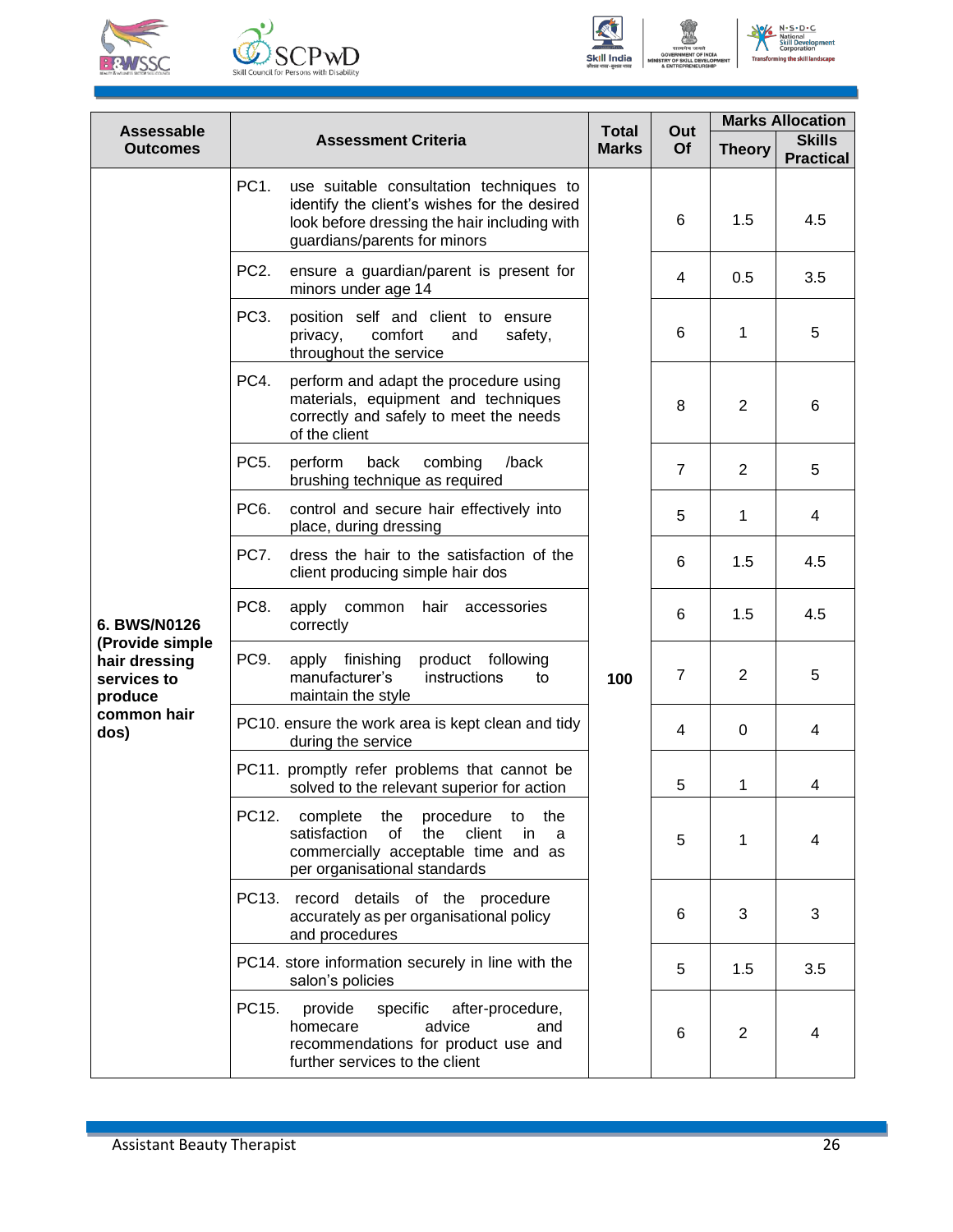| Assessable Outcomes | Assessment Criteria | Total Marks | Out Of | Marks Allocation | |
|---|---|---|---|---|---|
| | | | | Theory | Skills Practical |
| 6. BWS/N0126 (Provide simple hair dressing services to produce common hair dos) | PC1. use suitable consultation techniques to identify the client's wishes for the desired look before dressing the hair including with guardians/parents for minors | 100 | 6 | 1.5 | 4.5 |
| | PC2. ensure a guardian/parent is present for minors under age 14 | | 4 | 0.5 | 3.5 |
| | PC3. position self and client to ensure privacy, comfort and safety, throughout the service | | 6 | 1 | 5 |
| | PC4. perform and adapt the procedure using materials, equipment and techniques correctly and safely to meet the needs of the client | | 8 | 2 | 6 |
| | PC5. perform back combing /back brushing technique as required | | 7 | 2 | 5 |
| | PC6. control and secure hair effectively into place, during dressing | | 5 | 1 | 4 |
| | PC7. dress the hair to the satisfaction of the client producing simple hair dos | | 6 | 1.5 | 4.5 |
| | PC8. apply common hair accessories correctly | | 6 | 1.5 | 4.5 |
| | PC9. apply finishing product following manufacturer's instructions to maintain the style | | 7 | 2 | 5 |
| | PC10. ensure the work area is kept clean and tidy during the service | | 4 | 0 | 4 |
| | PC11. promptly refer problems that cannot be solved to the relevant superior for action | | 5 | 1 | 4 |
| | PC12. complete the procedure to the satisfaction of the client in a commercially acceptable time and as per organisational standards | | 5 | 1 | 4 |
| | PC13. record details of the procedure accurately as per organisational policy and procedures | | 6 | 3 | 3 |
| | PC14. store information securely in line with the salon's policies | | 5 | 1.5 | 3.5 |
| | PC15. provide specific after-procedure, homecare advice and recommendations for product use and further services to the client | | 6 | 2 | 4 |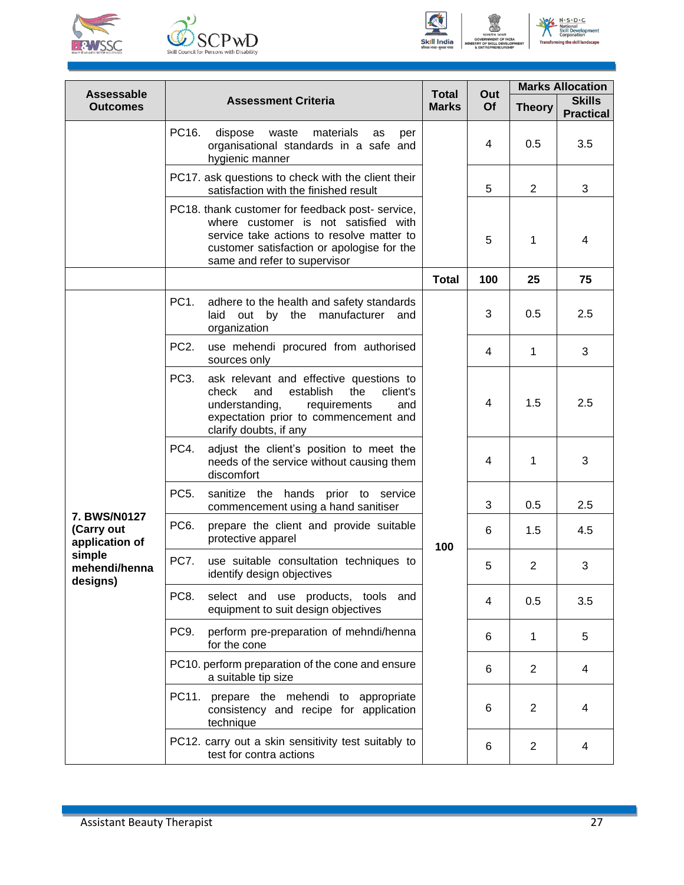| Assessable Outcomes | Assessment Criteria | Total Marks | Out Of | Marks Allocation | |
|---|---|---|---|---|---|
| | | | | Theory | Skills Practical |
| | PC16. dispose waste materials as per organisational standards in a safe and hygienic manner | | 4 | 0.5 | 3.5 |
| | PC17. ask questions to check with the client their satisfaction with the finished result | | 5 | 2 | 3 |
| | PC18. thank customer for feedback post- service, where customer is not satisfied with service take actions to resolve matter to customer satisfaction or apologise for the same and refer to supervisor | | 5 | 1 | 4 |
| | | Total | 100 | 25 | 75 |
| 7. BWS/N0127 (Carry out application of simple mehendi/henna designs) | PC1. adhere to the health and safety standards laid out by the manufacturer and organization | 100 | 3 | 0.5 | 2.5 |
| | PC2. use mehendi procured from authorised sources only | | 4 | 1 | 3 |
| | PC3. ask relevant and effective questions to check and establish the client's understanding, requirements and expectation prior to commencement and clarify doubts, if any | | 4 | 1.5 | 2.5 |
| | PC4. adjust the client's position to meet the needs of the service without causing them discomfort | | 4 | 1 | 3 |
| | PC5. sanitize the hands prior to service commencement using a hand sanitiser | | 3 | 0.5 | 2.5 |
| | PC6. prepare the client and provide suitable protective apparel | | 6 | 1.5 | 4.5 |
| | PC7. use suitable consultation techniques to identify design objectives | | 5 | 2 | 3 |
| | PC8. select and use products, tools and equipment to suit design objectives | | 4 | 0.5 | 3.5 |
| | PC9. perform pre-preparation of mehndi/henna for the cone | | 6 | 1 | 5 |
| | PC10. perform preparation of the cone and ensure a suitable tip size | | 6 | 2 | 4 |
| | PC11. prepare the mehendi to appropriate consistency and recipe for application technique | | 6 | 2 | 4 |
| | PC12. carry out a skin sensitivity test suitably to test for contra actions | | 6 | 2 | 4 |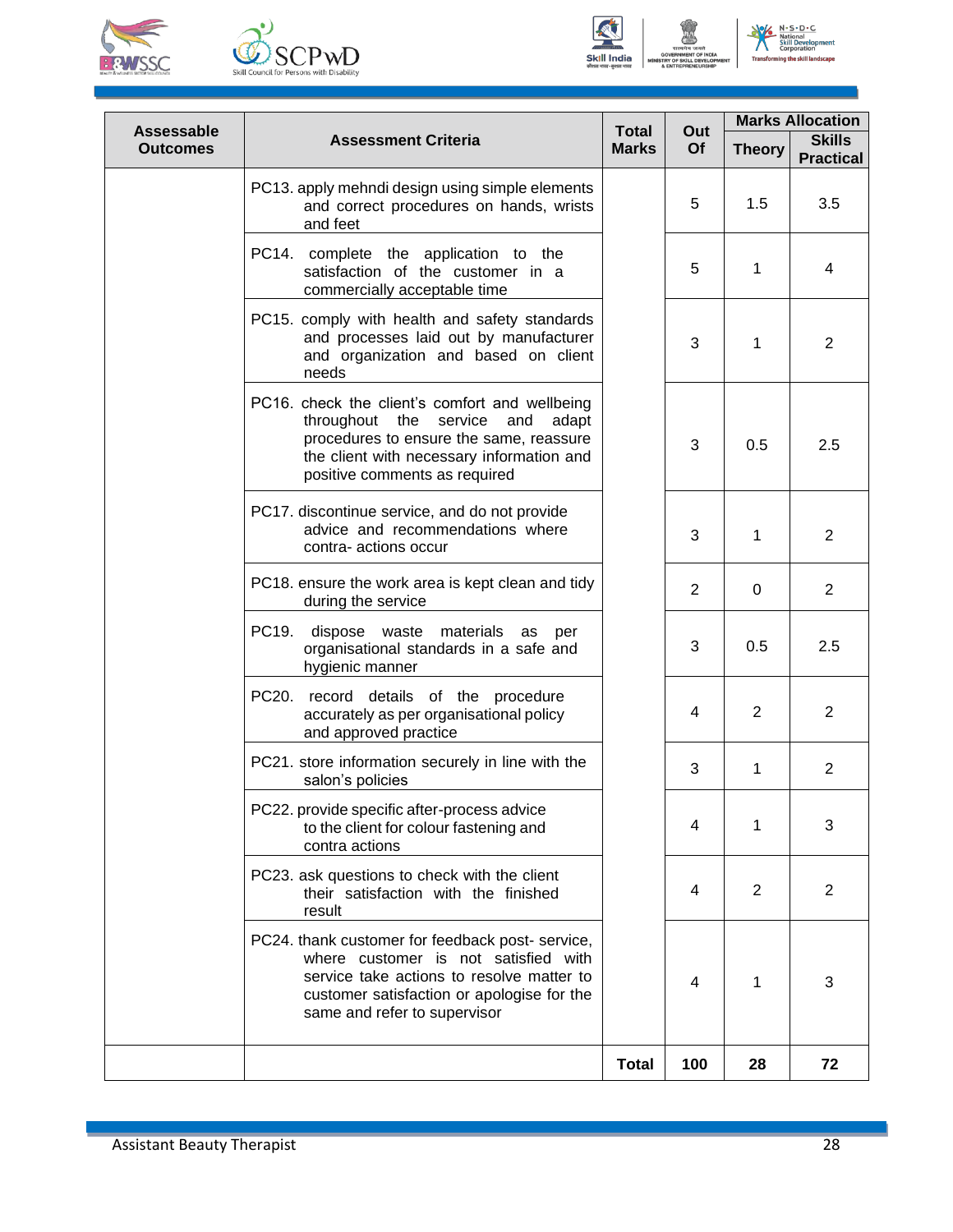| Assessable Outcomes | Assessment Criteria | Total Marks | Out Of | Marks Allocation | |
|---|---|---|---|---|---|
| | | | | Theory | Skills Practical |
| | PC13. apply mehndi design using simple elements and correct procedures on hands, wrists and feet | | 5 | 1.5 | 3.5 |
| | PC14. complete the application to the satisfaction of the customer in a commercially acceptable time | | 5 | 1 | 4 |
| | PC15. comply with health and safety standards and processes laid out by manufacturer and organization and based on client needs | | 3 | 1 | 2 |
| | PC16. check the client's comfort and wellbeing throughout the service and adapt procedures to ensure the same, reassure the client with necessary information and positive comments as required | | 3 | 0.5 | 2.5 |
| | PC17. discontinue service, and do not provide advice and recommendations where contra- actions occur | | 3 | 1 | 2 |
| | PC18. ensure the work area is kept clean and tidy during the service | | 2 | 0 | 2 |
| | PC19. dispose waste materials as per organisational standards in a safe and hygienic manner | | 3 | 0.5 | 2.5 |
| | PC20. record details of the procedure accurately as per organisational policy and approved practice | | 4 | 2 | 2 |
| | PC21. store information securely in line with the salon's policies | | 3 | 1 | 2 |
| | PC22. provide specific after-process advice to the client for colour fastening and contra actions | | 4 | 1 | 3 |
| | PC23. ask questions to check with the client their satisfaction with the finished result | | 4 | 2 | 2 |
| | PC24. thank customer for feedback post- service, where customer is not satisfied with service take actions to resolve matter to customer satisfaction or apologise for the same and refer to supervisor | | 4 | 1 | 3 |
| | | **Total** | **100** | **28** | **72** |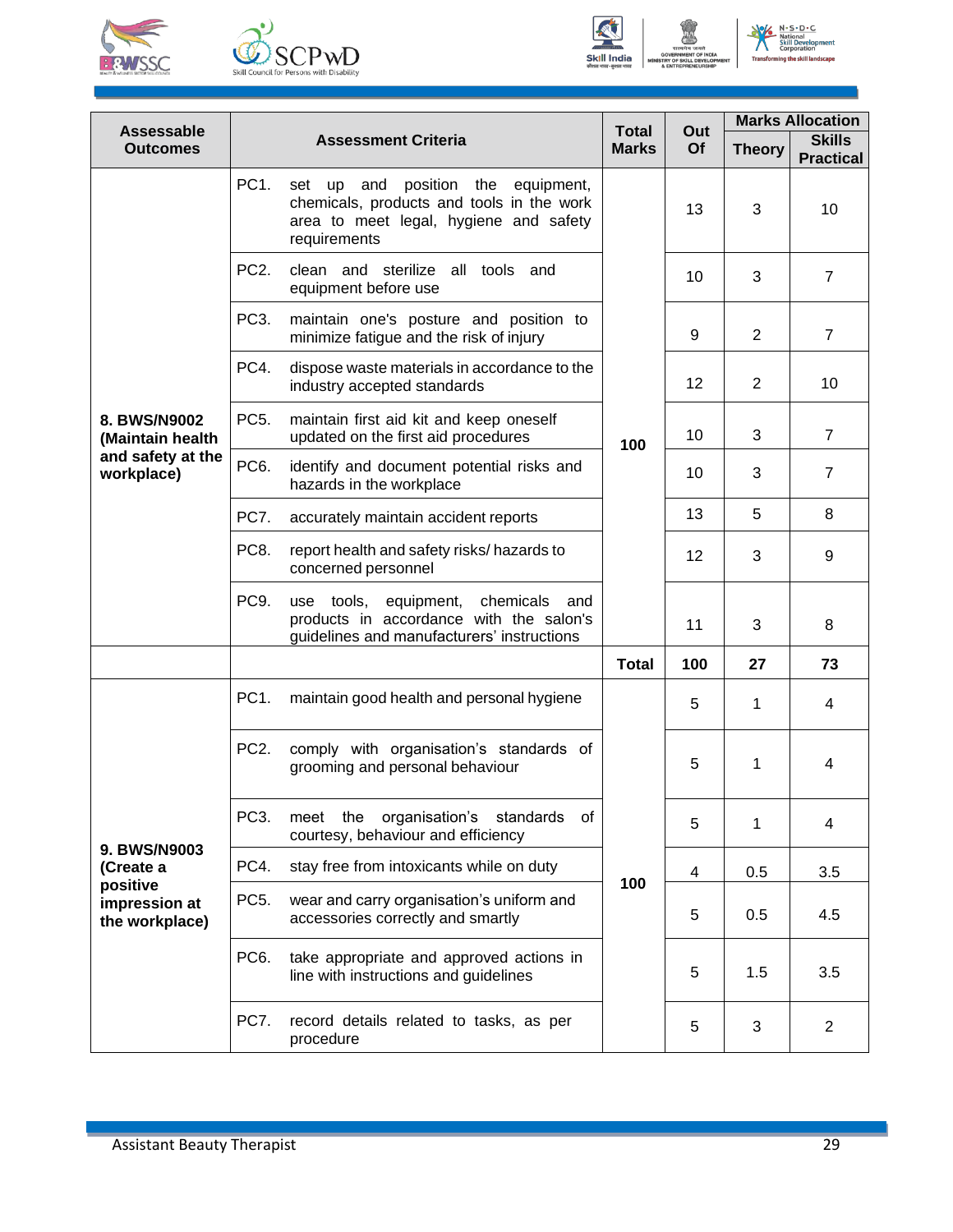| Assessable Outcomes | Assessment Criteria | Total Marks | Out Of | Marks Allocation | |
|---|---|---|---|---|---|
| | | | | Theory | Skills Practical |
| **8. BWS/N9002 (Maintain health and safety at the workplace)** | PC1. set up and position the equipment, chemicals, products and tools in the work area to meet legal, hygiene and safety requirements | **100** | 13 | 3 | 10 |
| | PC2. clean and sterilize all tools and equipment before use | | 10 | 3 | 7 |
| | PC3. maintain one's posture and position to minimize fatigue and the risk of injury | | 9 | 2 | 7 |
| | PC4. dispose waste materials in accordance to the industry accepted standards | | 12 | 2 | 10 |
| | PC5. maintain first aid kit and keep oneself updated on the first aid procedures | | 10 | 3 | 7 |
| | PC6. identify and document potential risks and hazards in the workplace | | 10 | 3 | 7 |
| | PC7. accurately maintain accident reports | | 13 | 5 | 8 |
| | PC8. report health and safety risks/ hazards to concerned personnel | | 12 | 3 | 9 |
| | PC9. use tools, equipment, chemicals and products in accordance with the salon's guidelines and manufacturers' instructions | | 11 | 3 | 8 |
| | | **Total** | **100** | **27** | **73** |
| **9. BWS/N9003 (Create a positive impression at the workplace)** | PC1. maintain good health and personal hygiene | **100** | 5 | 1 | 4 |
| | PC2. comply with organisation's standards of grooming and personal behaviour | | 5 | 1 | 4 |
| | PC3. meet the organisation's standards of courtesy, behaviour and efficiency | | 5 | 1 | 4 |
| | PC4. stay free from intoxicants while on duty | | 4 | 0.5 | 3.5 |
| | PC5. wear and carry organisation's uniform and accessories correctly and smartly | | 5 | 0.5 | 4.5 |
| | PC6. take appropriate and approved actions in line with instructions and guidelines | | 5 | 1.5 | 3.5 |
| | PC7. record details related to tasks, as per procedure | | 5 | 3 | 2 |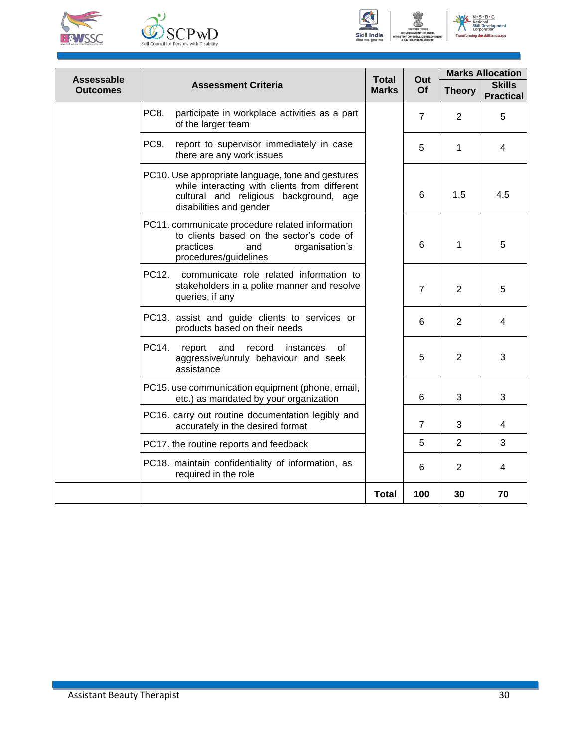| Assessable Outcomes | Assessment Criteria | Total Marks | Out Of | Marks Allocation | |
|---|---|---|---|---|---|
| | | | | Theory | Skills Practical |
| | PC8. participate in workplace activities as a part of the larger team | | 7 | 2 | 5 |
| | PC9. report to supervisor immediately in case there are any work issues | | 5 | 1 | 4 |
| | PC10. Use appropriate language, tone and gestures while interacting with clients from different cultural and religious background, age disabilities and gender | | 6 | 1.5 | 4.5 |
| | PC11. communicate procedure related information to clients based on the sector's code of practices and organisation's procedures/guidelines | | 6 | 1 | 5 |
| | PC12. communicate role related information to stakeholders in a polite manner and resolve queries, if any | | 7 | 2 | 5 |
| | PC13. assist and guide clients to services or products based on their needs | | 6 | 2 | 4 |
| | PC14. report and record instances of aggressive/unruly behaviour and seek assistance | | 5 | 2 | 3 |
| | PC15. use communication equipment (phone, email, etc.) as mandated by your organization | | 6 | 3 | 3 |
| | PC16. carry out routine documentation legibly and accurately in the desired format | | 7 | 3 | 4 |
| | PC17. the routine reports and feedback | | 5 | 2 | 3 |
| | PC18. maintain confidentiality of information, as required in the role | | 6 | 2 | 4 |
| | | **Total** | **100** | **30** | **70** |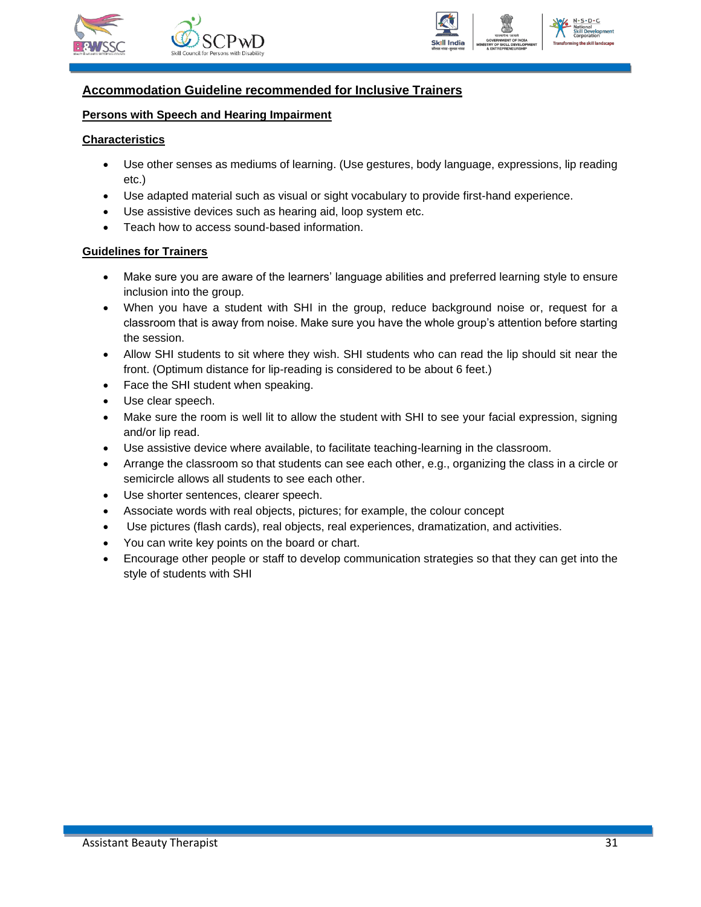## Accommodation Guideline recommended for Inclusive Trainers

### Persons with Speech and Hearing Impairment

#### Characteristics

- Use other senses as mediums of learning. (Use gestures, body language, expressions, lip reading etc.)
- Use adapted material such as visual or sight vocabulary to provide first-hand experience.
- Use assistive devices such as hearing aid, loop system etc.
- Teach how to access sound-based information.

#### Guidelines for Trainers

- Make sure you are aware of the learners' language abilities and preferred learning style to ensure inclusion into the group.
- When you have a student with SHI in the group, reduce background noise or, request for a classroom that is away from noise. Make sure you have the whole group's attention before starting the session.
- Allow SHI students to sit where they wish. SHI students who can read the lip should sit near the front. (Optimum distance for lip-reading is considered to be about 6 feet.)
- Face the SHI student when speaking.
- Use clear speech.
- Make sure the room is well lit to allow the student with SHI to see your facial expression, signing and/or lip read.
- Use assistive device where available, to facilitate teaching-learning in the classroom.
- Arrange the classroom so that students can see each other, e.g., organizing the class in a circle or semicircle allows all students to see each other.
- Use shorter sentences, clearer speech.
- Associate words with real objects, pictures; for example, the colour concept
- Use pictures (flash cards), real objects, real experiences, dramatization, and activities.
- You can write key points on the board or chart.
- Encourage other people or staff to develop communication strategies so that they can get into the style of students with SHI